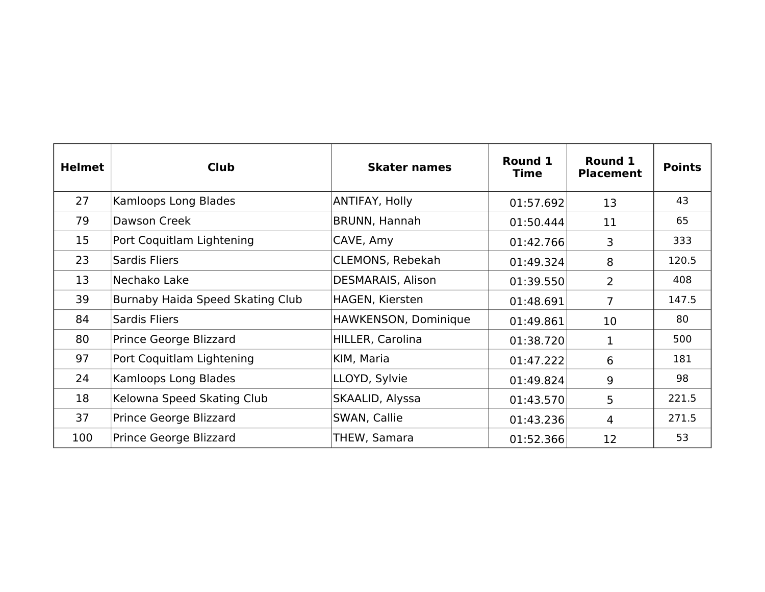| Helmet | Club | Skater names | Round 1 Time | Round 1 Placement | Points |
|---|---|---|---|---|---|
| 27 | Kamloops Long Blades | ANTIFAY, Holly | 01:57.692 | 13 | 43 |
| 79 | Dawson Creek | BRUNN, Hannah | 01:50.444 | 11 | 65 |
| 15 | Port Coquitlam Lightening | CAVE, Amy | 01:42.766 | 3 | 333 |
| 23 | Sardis Fliers | CLEMONS, Rebekah | 01:49.324 | 8 | 120.5 |
| 13 | Nechako Lake | DESMARAIS, Alison | 01:39.550 | 2 | 408 |
| 39 | Burnaby Haida Speed Skating Club | HAGEN, Kiersten | 01:48.691 | 7 | 147.5 |
| 84 | Sardis Fliers | HAWKENSON, Dominique | 01:49.861 | 10 | 80 |
| 80 | Prince George Blizzard | HILLER, Carolina | 01:38.720 | 1 | 500 |
| 97 | Port Coquitlam Lightening | KIM, Maria | 01:47.222 | 6 | 181 |
| 24 | Kamloops Long Blades | LLOYD, Sylvie | 01:49.824 | 9 | 98 |
| 18 | Kelowna Speed Skating Club | SKAALID, Alyssa | 01:43.570 | 5 | 221.5 |
| 37 | Prince George Blizzard | SWAN, Callie | 01:43.236 | 4 | 271.5 |
| 100 | Prince George Blizzard | THEW, Samara | 01:52.366 | 12 | 53 |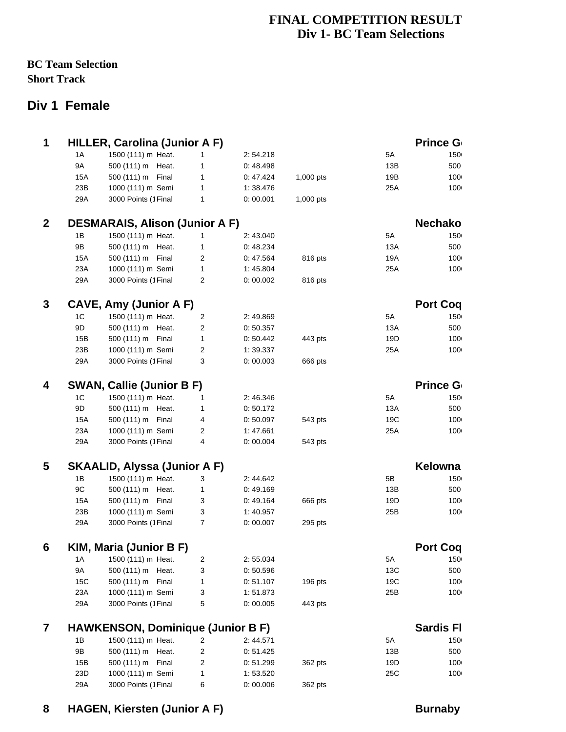# FINAL COMPETITION RESULT
## Div 1- BC Team Selections

**BC Team Selection**
**Short Track**

## Div 1 Female

### 1 HILLER, Carolina (Junior A F) — Prince G

| | | | | | | | |
|---|---|---|---|---|---|---|---|
| 1A | 1500 (111) m | Heat. | 1 | 2: 54.218 | | 5A | 150 |
| 9A | 500 (111) m | Heat. | 1 | 0: 48.498 | | 13B | 500 |
| 15A | 500 (111) m | Final | 1 | 0: 47.424 | 1,000 pts | 19B | 100 |
| 23B | 1000 (111) m | Semi | 1 | 1: 38.476 | | 25A | 100 |
| 29A | 3000 Points (1 | Final | 1 | 0: 00.001 | 1,000 pts | | |

### 2 DESMARAIS, Alison (Junior A F) — Nechako

| | | | | | | | |
|---|---|---|---|---|---|---|---|
| 1B | 1500 (111) m | Heat. | 1 | 2: 43.040 | | 5A | 150 |
| 9B | 500 (111) m | Heat. | 1 | 0: 48.234 | | 13A | 500 |
| 15A | 500 (111) m | Final | 2 | 0: 47.564 | 816 pts | 19A | 100 |
| 23A | 1000 (111) m | Semi | 1 | 1: 45.804 | | 25A | 100 |
| 29A | 3000 Points (1 | Final | 2 | 0: 00.002 | 816 pts | | |

### 3 CAVE, Amy (Junior A F) — Port Coq

| | | | | | | | |
|---|---|---|---|---|---|---|---|
| 1C | 1500 (111) m | Heat. | 2 | 2: 49.869 | | 5A | 150 |
| 9D | 500 (111) m | Heat. | 2 | 0: 50.357 | | 13A | 500 |
| 15B | 500 (111) m | Final | 1 | 0: 50.442 | 443 pts | 19D | 100 |
| 23B | 1000 (111) m | Semi | 2 | 1: 39.337 | | 25A | 100 |
| 29A | 3000 Points (1 | Final | 3 | 0: 00.003 | 666 pts | | |

### 4 SWAN, Callie (Junior B F) — Prince G

| | | | | | | | |
|---|---|---|---|---|---|---|---|
| 1C | 1500 (111) m | Heat. | 1 | 2: 46.346 | | 5A | 150 |
| 9D | 500 (111) m | Heat. | 1 | 0: 50.172 | | 13A | 500 |
| 15A | 500 (111) m | Final | 4 | 0: 50.097 | 543 pts | 19C | 100 |
| 23A | 1000 (111) m | Semi | 2 | 1: 47.661 | | 25A | 100 |
| 29A | 3000 Points (1 | Final | 4 | 0: 00.004 | 543 pts | | |

### 5 SKAALID, Alyssa (Junior A F) — Kelowna

| | | | | | | | |
|---|---|---|---|---|---|---|---|
| 1B | 1500 (111) m | Heat. | 3 | 2: 44.642 | | 5B | 150 |
| 9C | 500 (111) m | Heat. | 1 | 0: 49.169 | | 13B | 500 |
| 15A | 500 (111) m | Final | 3 | 0: 49.164 | 666 pts | 19D | 100 |
| 23B | 1000 (111) m | Semi | 3 | 1: 40.957 | | 25B | 100 |
| 29A | 3000 Points (1 | Final | 7 | 0: 00.007 | 295 pts | | |

### 6 KIM, Maria (Junior B F) — Port Coq

| | | | | | | | |
|---|---|---|---|---|---|---|---|
| 1A | 1500 (111) m | Heat. | 2 | 2: 55.034 | | 5A | 150 |
| 9A | 500 (111) m | Heat. | 3 | 0: 50.596 | | 13C | 500 |
| 15C | 500 (111) m | Final | 1 | 0: 51.107 | 196 pts | 19C | 100 |
| 23A | 1000 (111) m | Semi | 3 | 1: 51.873 | | 25B | 100 |
| 29A | 3000 Points (1 | Final | 5 | 0: 00.005 | 443 pts | | |

### 7 HAWKENSON, Dominique (Junior B F) — Sardis Fl

| | | | | | | | |
|---|---|---|---|---|---|---|---|
| 1B | 1500 (111) m | Heat. | 2 | 2: 44.571 | | 5A | 150 |
| 9B | 500 (111) m | Heat. | 2 | 0: 51.425 | | 13B | 500 |
| 15B | 500 (111) m | Final | 2 | 0: 51.299 | 362 pts | 19D | 100 |
| 23D | 1000 (111) m | Semi | 1 | 1: 53.520 | | 25C | 100 |
| 29A | 3000 Points (1 | Final | 6 | 0: 00.006 | 362 pts | | |

### 8 HAGEN, Kiersten (Junior A F) — Burnaby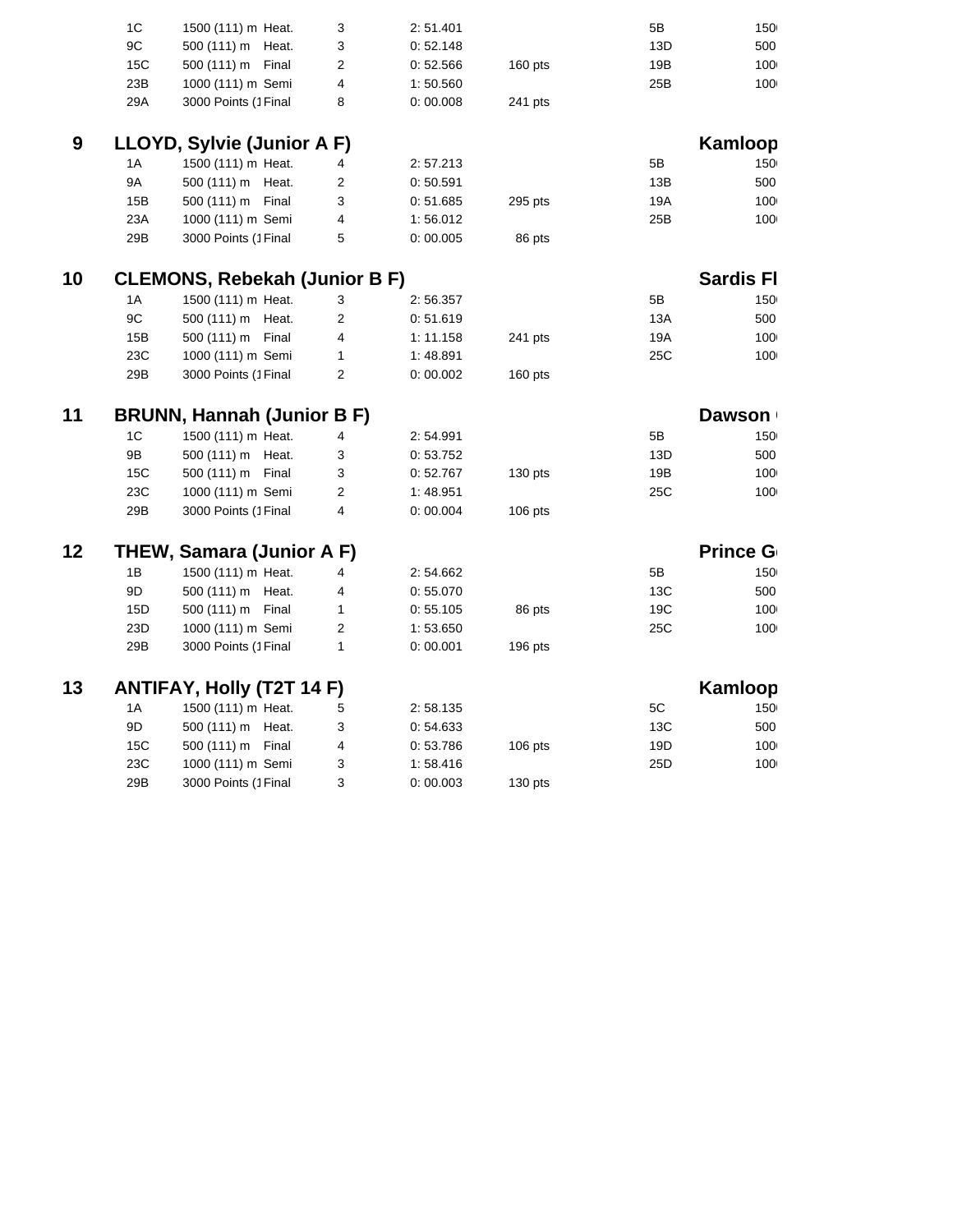| | | | | | | |
|---|---|---|---|---|---|---|
| 1C | 1500 (111) m Heat. | 3 | 2: 51.401 | | 5B | 150 |
| 9C | 500 (111) m Heat. | 3 | 0: 52.148 | | 13D | 500 |
| 15C | 500 (111) m Final | 2 | 0: 52.566 | 160 pts | 19B | 100 |
| 23B | 1000 (111) m Semi | 4 | 1: 50.560 | | 25B | 100 |
| 29A | 3000 Points (1 Final | 8 | 0: 00.008 | 241 pts | | |

## 9 LLOYD, Sylvie (Junior A F) — Kamloop

| | | | | | | |
|---|---|---|---|---|---|---|
| 1A | 1500 (111) m Heat. | 4 | 2: 57.213 | | 5B | 150 |
| 9A | 500 (111) m Heat. | 2 | 0: 50.591 | | 13B | 500 |
| 15B | 500 (111) m Final | 3 | 0: 51.685 | 295 pts | 19A | 100 |
| 23A | 1000 (111) m Semi | 4 | 1: 56.012 | | 25B | 100 |
| 29B | 3000 Points (1 Final | 5 | 0: 00.005 | 86 pts | | |

## 10 CLEMONS, Rebekah (Junior B F) — Sardis Fl

| | | | | | | |
|---|---|---|---|---|---|---|
| 1A | 1500 (111) m Heat. | 3 | 2: 56.357 | | 5B | 150 |
| 9C | 500 (111) m Heat. | 2 | 0: 51.619 | | 13A | 500 |
| 15B | 500 (111) m Final | 4 | 1: 11.158 | 241 pts | 19A | 100 |
| 23C | 1000 (111) m Semi | 1 | 1: 48.891 | | 25C | 100 |
| 29B | 3000 Points (1 Final | 2 | 0: 00.002 | 160 pts | | |

## 11 BRUNN, Hannah (Junior B F) — Dawson

| | | | | | | |
|---|---|---|---|---|---|---|
| 1C | 1500 (111) m Heat. | 4 | 2: 54.991 | | 5B | 150 |
| 9B | 500 (111) m Heat. | 3 | 0: 53.752 | | 13D | 500 |
| 15C | 500 (111) m Final | 3 | 0: 52.767 | 130 pts | 19B | 100 |
| 23C | 1000 (111) m Semi | 2 | 1: 48.951 | | 25C | 100 |
| 29B | 3000 Points (1 Final | 4 | 0: 00.004 | 106 pts | | |

## 12 THEW, Samara (Junior A F) — Prince G

| | | | | | | |
|---|---|---|---|---|---|---|
| 1B | 1500 (111) m Heat. | 4 | 2: 54.662 | | 5B | 150 |
| 9D | 500 (111) m Heat. | 4 | 0: 55.070 | | 13C | 500 |
| 15D | 500 (111) m Final | 1 | 0: 55.105 | 86 pts | 19C | 100 |
| 23D | 1000 (111) m Semi | 2 | 1: 53.650 | | 25C | 100 |
| 29B | 3000 Points (1 Final | 1 | 0: 00.001 | 196 pts | | |

## 13 ANTIFAY, Holly (T2T 14 F) — Kamloop

| | | | | | | |
|---|---|---|---|---|---|---|
| 1A | 1500 (111) m Heat. | 5 | 2: 58.135 | | 5C | 150 |
| 9D | 500 (111) m Heat. | 3 | 0: 54.633 | | 13C | 500 |
| 15C | 500 (111) m Final | 4 | 0: 53.786 | 106 pts | 19D | 100 |
| 23C | 1000 (111) m Semi | 3 | 1: 58.416 | | 25D | 100 |
| 29B | 3000 Points (1 Final | 3 | 0: 00.003 | 130 pts | | |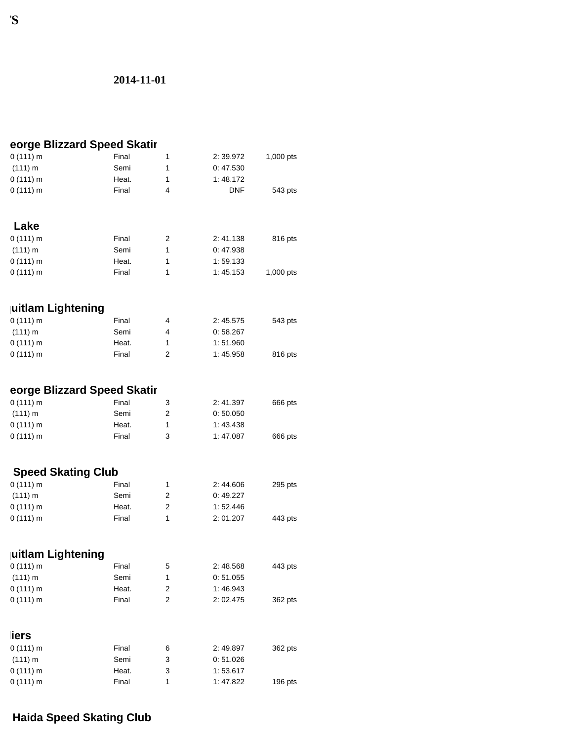'S

**2014-11-01**

### eorge Blizzard Speed Skatir

| | | | | |
|---|---|---|---|---|
| 0 (111) m | Final | 1 | 2: 39.972 | 1,000 pts |
| (111) m | Semi | 1 | 0: 47.530 | |
| 0 (111) m | Heat. | 1 | 1: 48.172 | |
| 0 (111) m | Final | 4 | DNF | 543 pts |

### Lake

| | | | | |
|---|---|---|---|---|
| 0 (111) m | Final | 2 | 2: 41.138 | 816 pts |
| (111) m | Semi | 1 | 0: 47.938 | |
| 0 (111) m | Heat. | 1 | 1: 59.133 | |
| 0 (111) m | Final | 1 | 1: 45.153 | 1,000 pts |

### uitlam Lightening

| | | | | |
|---|---|---|---|---|
| 0 (111) m | Final | 4 | 2: 45.575 | 543 pts |
| (111) m | Semi | 4 | 0: 58.267 | |
| 0 (111) m | Heat. | 1 | 1: 51.960 | |
| 0 (111) m | Final | 2 | 1: 45.958 | 816 pts |

### eorge Blizzard Speed Skatir

| | | | | |
|---|---|---|---|---|
| 0 (111) m | Final | 3 | 2: 41.397 | 666 pts |
| (111) m | Semi | 2 | 0: 50.050 | |
| 0 (111) m | Heat. | 1 | 1: 43.438 | |
| 0 (111) m | Final | 3 | 1: 47.087 | 666 pts |

### Speed Skating Club

| | | | | |
|---|---|---|---|---|
| 0 (111) m | Final | 1 | 2: 44.606 | 295 pts |
| (111) m | Semi | 2 | 0: 49.227 | |
| 0 (111) m | Heat. | 2 | 1: 52.446 | |
| 0 (111) m | Final | 1 | 2: 01.207 | 443 pts |

### uitlam Lightening

| | | | | |
|---|---|---|---|---|
| 0 (111) m | Final | 5 | 2: 48.568 | 443 pts |
| (111) m | Semi | 1 | 0: 51.055 | |
| 0 (111) m | Heat. | 2 | 1: 46.943 | |
| 0 (111) m | Final | 2 | 2: 02.475 | 362 pts |

### iers

| | | | | |
|---|---|---|---|---|
| 0 (111) m | Final | 6 | 2: 49.897 | 362 pts |
| (111) m | Semi | 3 | 0: 51.026 | |
| 0 (111) m | Heat. | 3 | 1: 53.617 | |
| 0 (111) m | Final | 1 | 1: 47.822 | 196 pts |

### Haida Speed Skating Club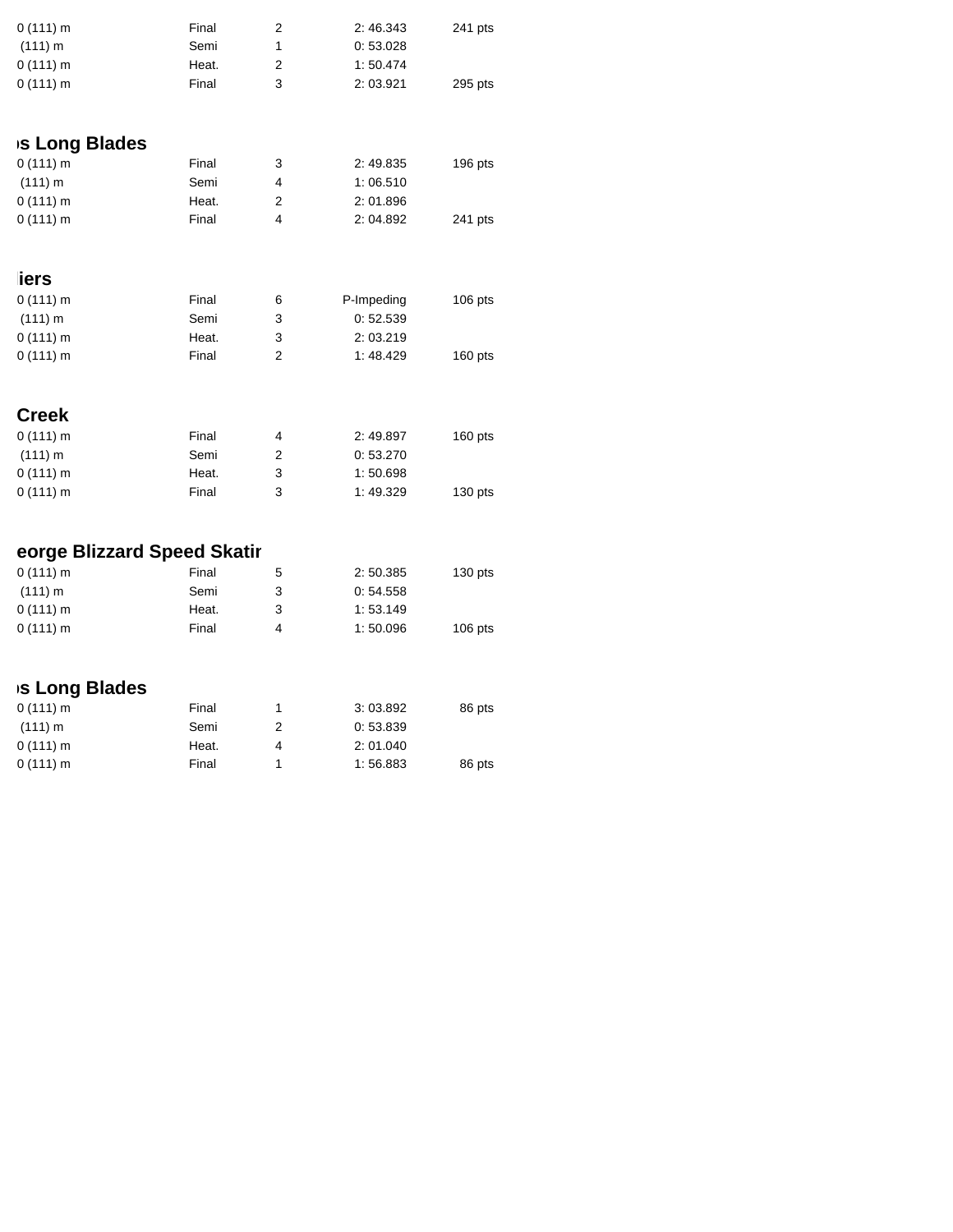| | | | | |
|---|---|---|---|---|
| 0 (111) m | Final | 2 | 2: 46.343 | 241 pts |
| (111) m | Semi | 1 | 0: 53.028 | |
| 0 (111) m | Heat. | 2 | 1: 50.474 | |
| 0 (111) m | Final | 3 | 2: 03.921 | 295 pts |

## s Long Blades

| | | | | |
|---|---|---|---|---|
| 0 (111) m | Final | 3 | 2: 49.835 | 196 pts |
| (111) m | Semi | 4 | 1: 06.510 | |
| 0 (111) m | Heat. | 2 | 2: 01.896 | |
| 0 (111) m | Final | 4 | 2: 04.892 | 241 pts |

## iers

| | | | | |
|---|---|---|---|---|
| 0 (111) m | Final | 6 | P-Impeding | 106 pts |
| (111) m | Semi | 3 | 0: 52.539 | |
| 0 (111) m | Heat. | 3 | 2: 03.219 | |
| 0 (111) m | Final | 2 | 1: 48.429 | 160 pts |

## Creek

| | | | | |
|---|---|---|---|---|
| 0 (111) m | Final | 4 | 2: 49.897 | 160 pts |
| (111) m | Semi | 2 | 0: 53.270 | |
| 0 (111) m | Heat. | 3 | 1: 50.698 | |
| 0 (111) m | Final | 3 | 1: 49.329 | 130 pts |

## eorge Blizzard Speed Skatir

| | | | | |
|---|---|---|---|---|
| 0 (111) m | Final | 5 | 2: 50.385 | 130 pts |
| (111) m | Semi | 3 | 0: 54.558 | |
| 0 (111) m | Heat. | 3 | 1: 53.149 | |
| 0 (111) m | Final | 4 | 1: 50.096 | 106 pts |

## s Long Blades

| | | | | |
|---|---|---|---|---|
| 0 (111) m | Final | 1 | 3: 03.892 | 86 pts |
| (111) m | Semi | 2 | 0: 53.839 | |
| 0 (111) m | Heat. | 4 | 2: 01.040 | |
| 0 (111) m | Final | 1 | 1: 56.883 | 86 pts |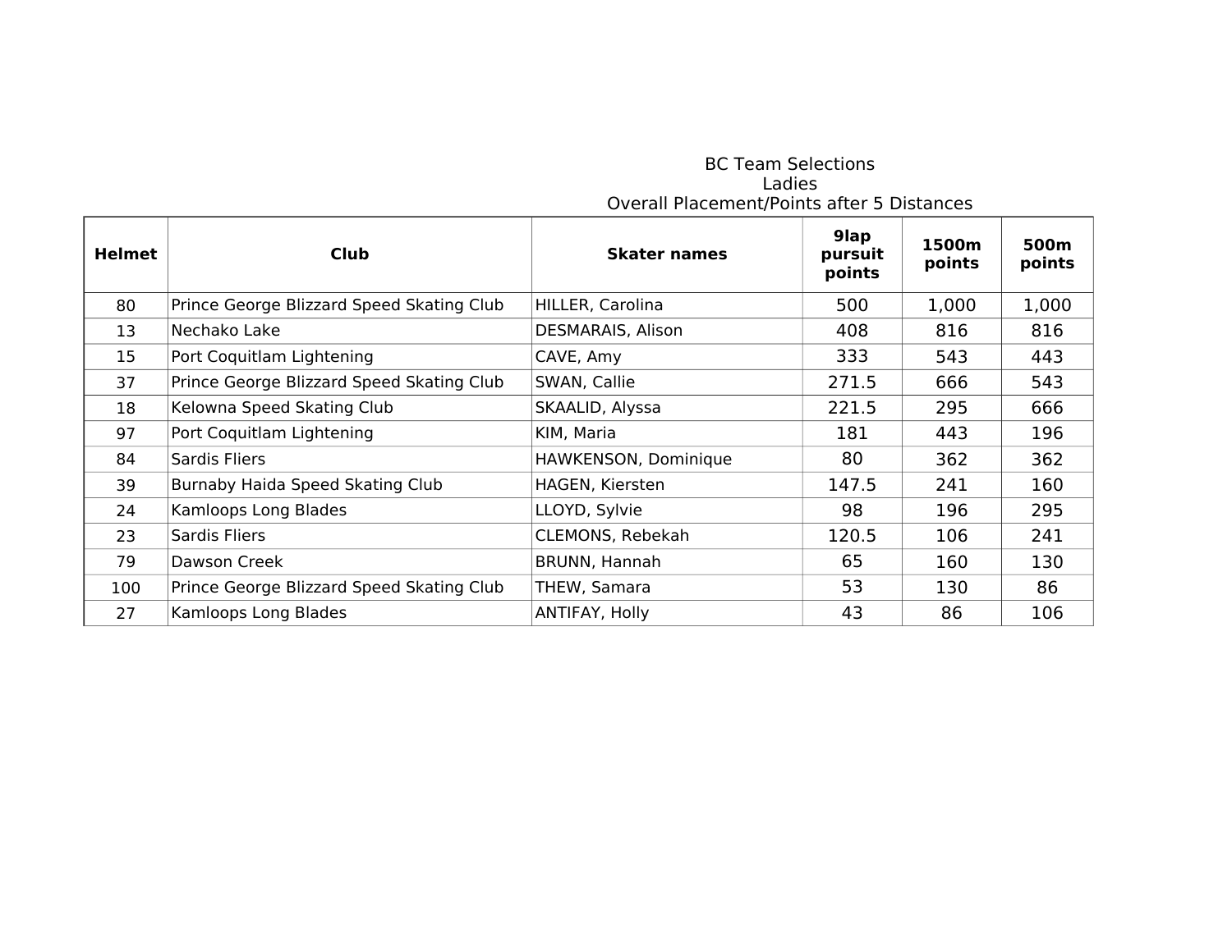BC Team Selections
Ladies
Overall Placement/Points after 5 Distances

| Helmet | Club | Skater names | 9lap pursuit points | 1500m points | 500m points |
|---|---|---|---|---|---|
| 80 | Prince George Blizzard Speed Skating Club | HILLER, Carolina | 500 | 1,000 | 1,000 |
| 13 | Nechako Lake | DESMARAIS, Alison | 408 | 816 | 816 |
| 15 | Port Coquitlam Lightening | CAVE, Amy | 333 | 543 | 443 |
| 37 | Prince George Blizzard Speed Skating Club | SWAN, Callie | 271.5 | 666 | 543 |
| 18 | Kelowna Speed Skating Club | SKAALID, Alyssa | 221.5 | 295 | 666 |
| 97 | Port Coquitlam Lightening | KIM, Maria | 181 | 443 | 196 |
| 84 | Sardis Fliers | HAWKENSON, Dominique | 80 | 362 | 362 |
| 39 | Burnaby Haida Speed Skating Club | HAGEN, Kiersten | 147.5 | 241 | 160 |
| 24 | Kamloops Long Blades | LLOYD, Sylvie | 98 | 196 | 295 |
| 23 | Sardis Fliers | CLEMONS, Rebekah | 120.5 | 106 | 241 |
| 79 | Dawson Creek | BRUNN, Hannah | 65 | 160 | 130 |
| 100 | Prince George Blizzard Speed Skating Club | THEW, Samara | 53 | 130 | 86 |
| 27 | Kamloops Long Blades | ANTIFAY, Holly | 43 | 86 | 106 |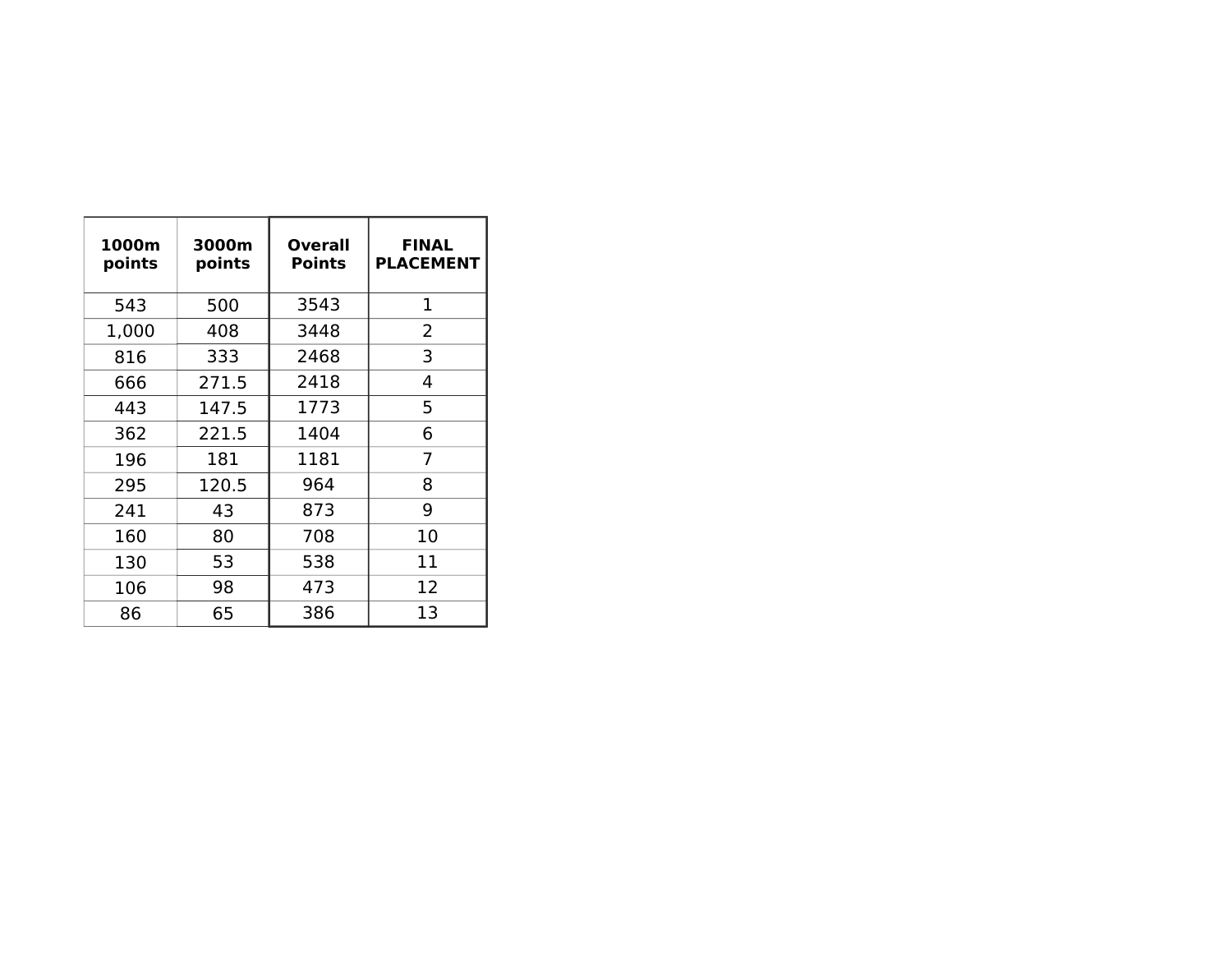| 1000m points | 3000m points | Overall Points | FINAL PLACEMENT |
|---|---|---|---|
| 543 | 500 | 3543 | 1 |
| 1,000 | 408 | 3448 | 2 |
| 816 | 333 | 2468 | 3 |
| 666 | 271.5 | 2418 | 4 |
| 443 | 147.5 | 1773 | 5 |
| 362 | 221.5 | 1404 | 6 |
| 196 | 181 | 1181 | 7 |
| 295 | 120.5 | 964 | 8 |
| 241 | 43 | 873 | 9 |
| 160 | 80 | 708 | 10 |
| 130 | 53 | 538 | 11 |
| 106 | 98 | 473 | 12 |
| 86 | 65 | 386 | 13 |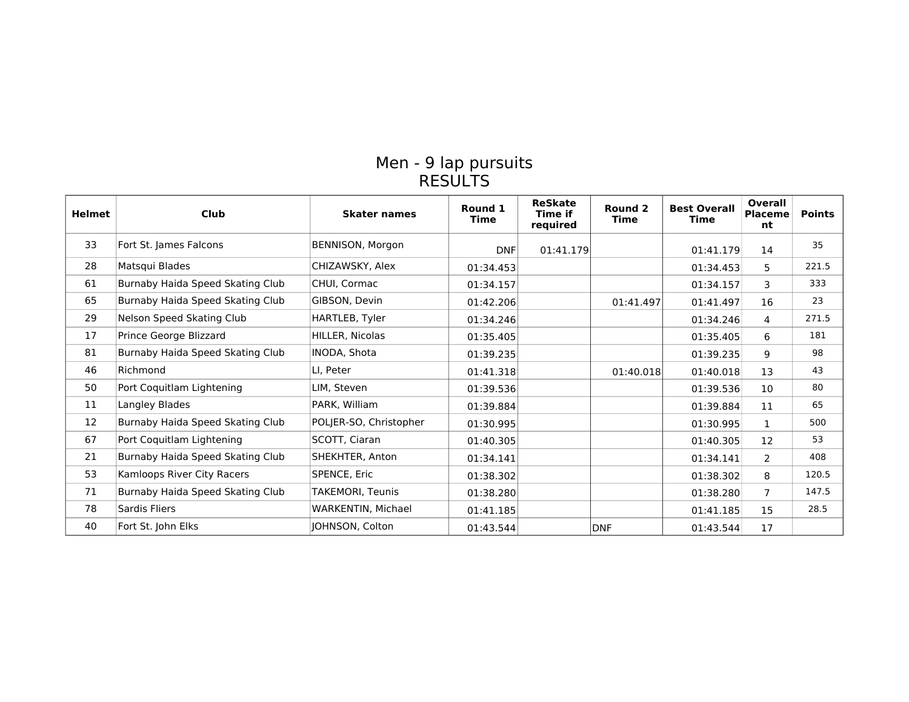# Men - 9 lap pursuits
## RESULTS

| Helmet | Club | Skater names | Round 1 Time | ReSkate Time if required | Round 2 Time | Best Overall Time | Overall Placement | Points |
|---|---|---|---|---|---|---|---|---|
| 33 | Fort St. James Falcons | BENNISON, Morgon | DNF | 01:41.179 | | 01:41.179 | 14 | 35 |
| 28 | Matsqui Blades | CHIZAWSKY, Alex | 01:34.453 | | | 01:34.453 | 5 | 221.5 |
| 61 | Burnaby Haida Speed Skating Club | CHUI, Cormac | 01:34.157 | | | 01:34.157 | 3 | 333 |
| 65 | Burnaby Haida Speed Skating Club | GIBSON, Devin | 01:42.206 | | 01:41.497 | 01:41.497 | 16 | 23 |
| 29 | Nelson Speed Skating Club | HARTLEB, Tyler | 01:34.246 | | | 01:34.246 | 4 | 271.5 |
| 17 | Prince George Blizzard | HILLER, Nicolas | 01:35.405 | | | 01:35.405 | 6 | 181 |
| 81 | Burnaby Haida Speed Skating Club | INODA, Shota | 01:39.235 | | | 01:39.235 | 9 | 98 |
| 46 | Richmond | LI, Peter | 01:41.318 | | 01:40.018 | 01:40.018 | 13 | 43 |
| 50 | Port Coquitlam Lightening | LIM, Steven | 01:39.536 | | | 01:39.536 | 10 | 80 |
| 11 | Langley Blades | PARK, William | 01:39.884 | | | 01:39.884 | 11 | 65 |
| 12 | Burnaby Haida Speed Skating Club | POLJER-SO, Christopher | 01:30.995 | | | 01:30.995 | 1 | 500 |
| 67 | Port Coquitlam Lightening | SCOTT, Ciaran | 01:40.305 | | | 01:40.305 | 12 | 53 |
| 21 | Burnaby Haida Speed Skating Club | SHEKHTER, Anton | 01:34.141 | | | 01:34.141 | 2 | 408 |
| 53 | Kamloops River City Racers | SPENCE, Eric | 01:38.302 | | | 01:38.302 | 8 | 120.5 |
| 71 | Burnaby Haida Speed Skating Club | TAKEMORI, Teunis | 01:38.280 | | | 01:38.280 | 7 | 147.5 |
| 78 | Sardis Fliers | WARKENTIN, Michael | 01:41.185 | | | 01:41.185 | 15 | 28.5 |
| 40 | Fort St. John Elks | JOHNSON, Colton | 01:43.544 | | DNF | 01:43.544 | 17 | |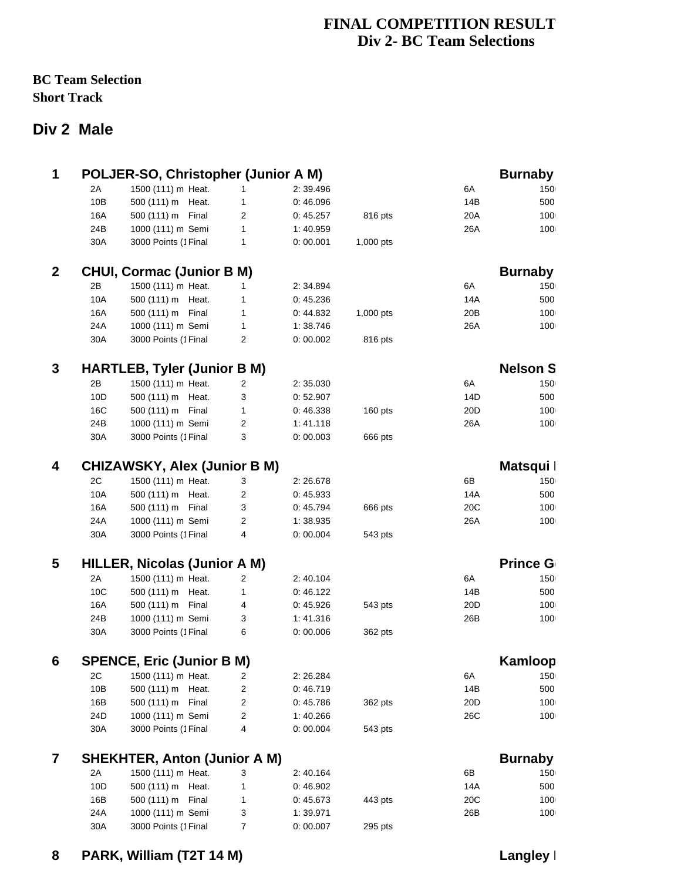# FINAL COMPETITION RESULT
## Div 2- BC Team Selections

**BC Team Selection**
**Short Track**

## Div 2 Male

### 1 POLJER-SO, Christopher (Junior A M) — Burnaby

| | | | | | | | |
|---|---|---|---|---|---|---|---|
| 2A | 1500 (111) m | Heat. | 1 | 2: 39.496 | | 6A | 150 |
| 10B | 500 (111) m | Heat. | 1 | 0: 46.096 | | 14B | 500 |
| 16A | 500 (111) m | Final | 2 | 0: 45.257 | 816 pts | 20A | 100 |
| 24B | 1000 (111) m | Semi | 1 | 1: 40.959 | | 26A | 100 |
| 30A | 3000 Points (1 | Final | 1 | 0: 00.001 | 1,000 pts | | |

### 2 CHUI, Cormac (Junior B M) — Burnaby

| | | | | | | | |
|---|---|---|---|---|---|---|---|
| 2B | 1500 (111) m | Heat. | 1 | 2: 34.894 | | 6A | 150 |
| 10A | 500 (111) m | Heat. | 1 | 0: 45.236 | | 14A | 500 |
| 16A | 500 (111) m | Final | 1 | 0: 44.832 | 1,000 pts | 20B | 100 |
| 24A | 1000 (111) m | Semi | 1 | 1: 38.746 | | 26A | 100 |
| 30A | 3000 Points (1 | Final | 2 | 0: 00.002 | 816 pts | | |

### 3 HARTLEB, Tyler (Junior B M) — Nelson S

| | | | | | | | |
|---|---|---|---|---|---|---|---|
| 2B | 1500 (111) m | Heat. | 2 | 2: 35.030 | | 6A | 150 |
| 10D | 500 (111) m | Heat. | 3 | 0: 52.907 | | 14D | 500 |
| 16C | 500 (111) m | Final | 1 | 0: 46.338 | 160 pts | 20D | 100 |
| 24B | 1000 (111) m | Semi | 2 | 1: 41.118 | | 26A | 100 |
| 30A | 3000 Points (1 | Final | 3 | 0: 00.003 | 666 pts | | |

### 4 CHIZAWSKY, Alex (Junior B M) — Matsqui

| | | | | | | | |
|---|---|---|---|---|---|---|---|
| 2C | 1500 (111) m | Heat. | 3 | 2: 26.678 | | 6B | 150 |
| 10A | 500 (111) m | Heat. | 2 | 0: 45.933 | | 14A | 500 |
| 16A | 500 (111) m | Final | 3 | 0: 45.794 | 666 pts | 20C | 100 |
| 24A | 1000 (111) m | Semi | 2 | 1: 38.935 | | 26A | 100 |
| 30A | 3000 Points (1 | Final | 4 | 0: 00.004 | 543 pts | | |

### 5 HILLER, Nicolas (Junior A M) — Prince G

| | | | | | | | |
|---|---|---|---|---|---|---|---|
| 2A | 1500 (111) m | Heat. | 2 | 2: 40.104 | | 6A | 150 |
| 10C | 500 (111) m | Heat. | 1 | 0: 46.122 | | 14B | 500 |
| 16A | 500 (111) m | Final | 4 | 0: 45.926 | 543 pts | 20D | 100 |
| 24B | 1000 (111) m | Semi | 3 | 1: 41.316 | | 26B | 100 |
| 30A | 3000 Points (1 | Final | 6 | 0: 00.006 | 362 pts | | |

### 6 SPENCE, Eric (Junior B M) — Kamloop

| | | | | | | | |
|---|---|---|---|---|---|---|---|
| 2C | 1500 (111) m | Heat. | 2 | 2: 26.284 | | 6A | 150 |
| 10B | 500 (111) m | Heat. | 2 | 0: 46.719 | | 14B | 500 |
| 16B | 500 (111) m | Final | 2 | 0: 45.786 | 362 pts | 20D | 100 |
| 24D | 1000 (111) m | Semi | 2 | 1: 40.266 | | 26C | 100 |
| 30A | 3000 Points (1 | Final | 4 | 0: 00.004 | 543 pts | | |

### 7 SHEKHTER, Anton (Junior A M) — Burnaby

| | | | | | | | |
|---|---|---|---|---|---|---|---|
| 2A | 1500 (111) m | Heat. | 3 | 2: 40.164 | | 6B | 150 |
| 10D | 500 (111) m | Heat. | 1 | 0: 46.902 | | 14A | 500 |
| 16B | 500 (111) m | Final | 1 | 0: 45.673 | 443 pts | 20C | 100 |
| 24A | 1000 (111) m | Semi | 3 | 1: 39.971 | | 26B | 100 |
| 30A | 3000 Points (1 | Final | 7 | 0: 00.007 | 295 pts | | |

### 8 PARK, William (T2T 14 M) — Langley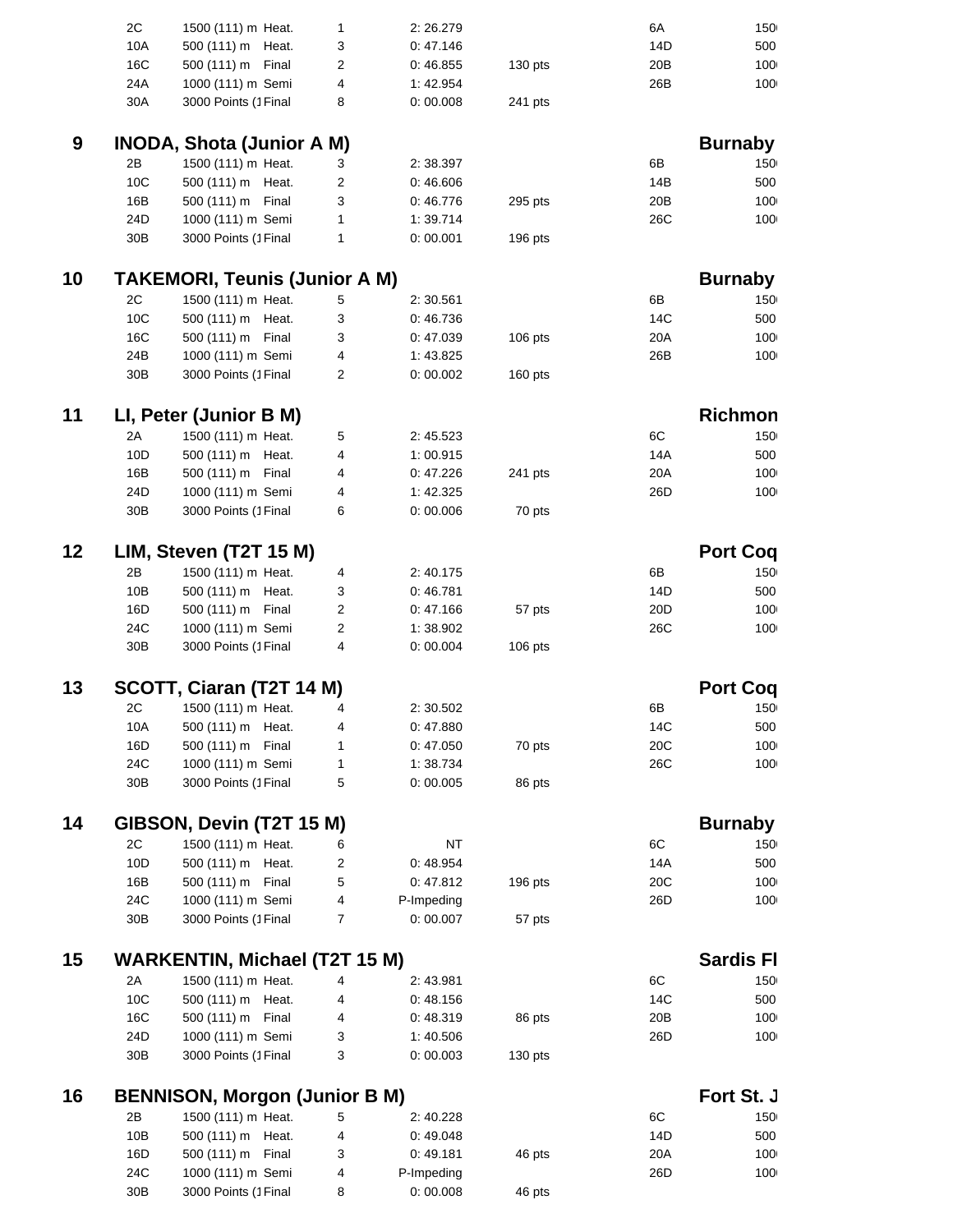| | | | | | | |
|---|---|---|---|---|---|---|
| 2C | 1500 (111) m Heat. | 1 | 2: 26.279 | | 6A | 150 |
| 10A | 500 (111) m Heat. | 3 | 0: 47.146 | | 14D | 500 |
| 16C | 500 (111) m Final | 2 | 0: 46.855 | 130 pts | 20B | 100 |
| 24A | 1000 (111) m Semi | 4 | 1: 42.954 | | 26B | 100 |
| 30A | 3000 Points (1 Final | 8 | 0: 00.008 | 241 pts | | |

## 9 INODA, Shota (Junior A M) — Burnaby

| | | | | | | |
|---|---|---|---|---|---|---|
| 2B | 1500 (111) m Heat. | 3 | 2: 38.397 | | 6B | 150 |
| 10C | 500 (111) m Heat. | 2 | 0: 46.606 | | 14B | 500 |
| 16B | 500 (111) m Final | 3 | 0: 46.776 | 295 pts | 20B | 100 |
| 24D | 1000 (111) m Semi | 1 | 1: 39.714 | | 26C | 100 |
| 30B | 3000 Points (1 Final | 1 | 0: 00.001 | 196 pts | | |

## 10 TAKEMORI, Teunis (Junior A M) — Burnaby

| | | | | | | |
|---|---|---|---|---|---|---|
| 2C | 1500 (111) m Heat. | 5 | 2: 30.561 | | 6B | 150 |
| 10C | 500 (111) m Heat. | 3 | 0: 46.736 | | 14C | 500 |
| 16C | 500 (111) m Final | 3 | 0: 47.039 | 106 pts | 20A | 100 |
| 24B | 1000 (111) m Semi | 4 | 1: 43.825 | | 26B | 100 |
| 30B | 3000 Points (1 Final | 2 | 0: 00.002 | 160 pts | | |

## 11 LI, Peter (Junior B M) — Richmon

| | | | | | | |
|---|---|---|---|---|---|---|
| 2A | 1500 (111) m Heat. | 5 | 2: 45.523 | | 6C | 150 |
| 10D | 500 (111) m Heat. | 4 | 1: 00.915 | | 14A | 500 |
| 16B | 500 (111) m Final | 4 | 0: 47.226 | 241 pts | 20A | 100 |
| 24D | 1000 (111) m Semi | 4 | 1: 42.325 | | 26D | 100 |
| 30B | 3000 Points (1 Final | 6 | 0: 00.006 | 70 pts | | |

## 12 LIM, Steven (T2T 15 M) — Port Coq

| | | | | | | |
|---|---|---|---|---|---|---|
| 2B | 1500 (111) m Heat. | 4 | 2: 40.175 | | 6B | 150 |
| 10B | 500 (111) m Heat. | 3 | 0: 46.781 | | 14D | 500 |
| 16D | 500 (111) m Final | 2 | 0: 47.166 | 57 pts | 20D | 100 |
| 24C | 1000 (111) m Semi | 2 | 1: 38.902 | | 26C | 100 |
| 30B | 3000 Points (1 Final | 4 | 0: 00.004 | 106 pts | | |

## 13 SCOTT, Ciaran (T2T 14 M) — Port Coq

| | | | | | | |
|---|---|---|---|---|---|---|
| 2C | 1500 (111) m Heat. | 4 | 2: 30.502 | | 6B | 150 |
| 10A | 500 (111) m Heat. | 4 | 0: 47.880 | | 14C | 500 |
| 16D | 500 (111) m Final | 1 | 0: 47.050 | 70 pts | 20C | 100 |
| 24C | 1000 (111) m Semi | 1 | 1: 38.734 | | 26C | 100 |
| 30B | 3000 Points (1 Final | 5 | 0: 00.005 | 86 pts | | |

## 14 GIBSON, Devin (T2T 15 M) — Burnaby

| | | | | | | |
|---|---|---|---|---|---|---|
| 2C | 1500 (111) m Heat. | 6 | NT | | 6C | 150 |
| 10D | 500 (111) m Heat. | 2 | 0: 48.954 | | 14A | 500 |
| 16B | 500 (111) m Final | 5 | 0: 47.812 | 196 pts | 20C | 100 |
| 24C | 1000 (111) m Semi | 4 | P-Impeding | | 26D | 100 |
| 30B | 3000 Points (1 Final | 7 | 0: 00.007 | 57 pts | | |

## 15 WARKENTIN, Michael (T2T 15 M) — Sardis Fl

| | | | | | | |
|---|---|---|---|---|---|---|
| 2A | 1500 (111) m Heat. | 4 | 2: 43.981 | | 6C | 150 |
| 10C | 500 (111) m Heat. | 4 | 0: 48.156 | | 14C | 500 |
| 16C | 500 (111) m Final | 4 | 0: 48.319 | 86 pts | 20B | 100 |
| 24D | 1000 (111) m Semi | 3 | 1: 40.506 | | 26D | 100 |
| 30B | 3000 Points (1 Final | 3 | 0: 00.003 | 130 pts | | |

## 16 BENNISON, Morgon (Junior B M) — Fort St. J

| | | | | | | |
|---|---|---|---|---|---|---|
| 2B | 1500 (111) m Heat. | 5 | 2: 40.228 | | 6C | 150 |
| 10B | 500 (111) m Heat. | 4 | 0: 49.048 | | 14D | 500 |
| 16D | 500 (111) m Final | 3 | 0: 49.181 | 46 pts | 20A | 100 |
| 24C | 1000 (111) m Semi | 4 | P-Impeding | | 26D | 100 |
| 30B | 3000 Points (1 Final | 8 | 0: 00.008 | 46 pts | | |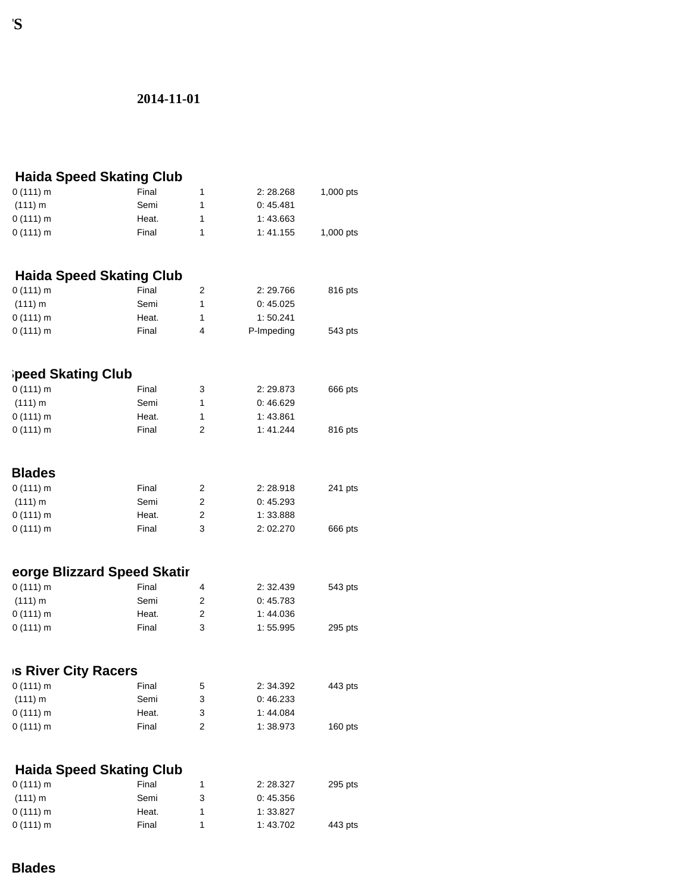'S

**2014-11-01**

### Haida Speed Skating Club

| | | | | |
|---|---|---|---|---|
| 0 (111) m | Final | 1 | 2: 28.268 | 1,000 pts |
| (111) m | Semi | 1 | 0: 45.481 | |
| 0 (111) m | Heat. | 1 | 1: 43.663 | |
| 0 (111) m | Final | 1 | 1: 41.155 | 1,000 pts |

### Haida Speed Skating Club

| | | | | |
|---|---|---|---|---|
| 0 (111) m | Final | 2 | 2: 29.766 | 816 pts |
| (111) m | Semi | 1 | 0: 45.025 | |
| 0 (111) m | Heat. | 1 | 1: 50.241 | |
| 0 (111) m | Final | 4 | P-Impeding | 543 pts |

### ;peed Skating Club

| | | | | |
|---|---|---|---|---|
| 0 (111) m | Final | 3 | 2: 29.873 | 666 pts |
| (111) m | Semi | 1 | 0: 46.629 | |
| 0 (111) m | Heat. | 1 | 1: 43.861 | |
| 0 (111) m | Final | 2 | 1: 41.244 | 816 pts |

### Blades

| | | | | |
|---|---|---|---|---|
| 0 (111) m | Final | 2 | 2: 28.918 | 241 pts |
| (111) m | Semi | 2 | 0: 45.293 | |
| 0 (111) m | Heat. | 2 | 1: 33.888 | |
| 0 (111) m | Final | 3 | 2: 02.270 | 666 pts |

### eorge Blizzard Speed Skatir

| | | | | |
|---|---|---|---|---|
| 0 (111) m | Final | 4 | 2: 32.439 | 543 pts |
| (111) m | Semi | 2 | 0: 45.783 | |
| 0 (111) m | Heat. | 2 | 1: 44.036 | |
| 0 (111) m | Final | 3 | 1: 55.995 | 295 pts |

### )s River City Racers

| | | | | |
|---|---|---|---|---|
| 0 (111) m | Final | 5 | 2: 34.392 | 443 pts |
| (111) m | Semi | 3 | 0: 46.233 | |
| 0 (111) m | Heat. | 3 | 1: 44.084 | |
| 0 (111) m | Final | 2 | 1: 38.973 | 160 pts |

### Haida Speed Skating Club

| | | | | |
|---|---|---|---|---|
| 0 (111) m | Final | 1 | 2: 28.327 | 295 pts |
| (111) m | Semi | 3 | 0: 45.356 | |
| 0 (111) m | Heat. | 1 | 1: 33.827 | |
| 0 (111) m | Final | 1 | 1: 43.702 | 443 pts |

### Blades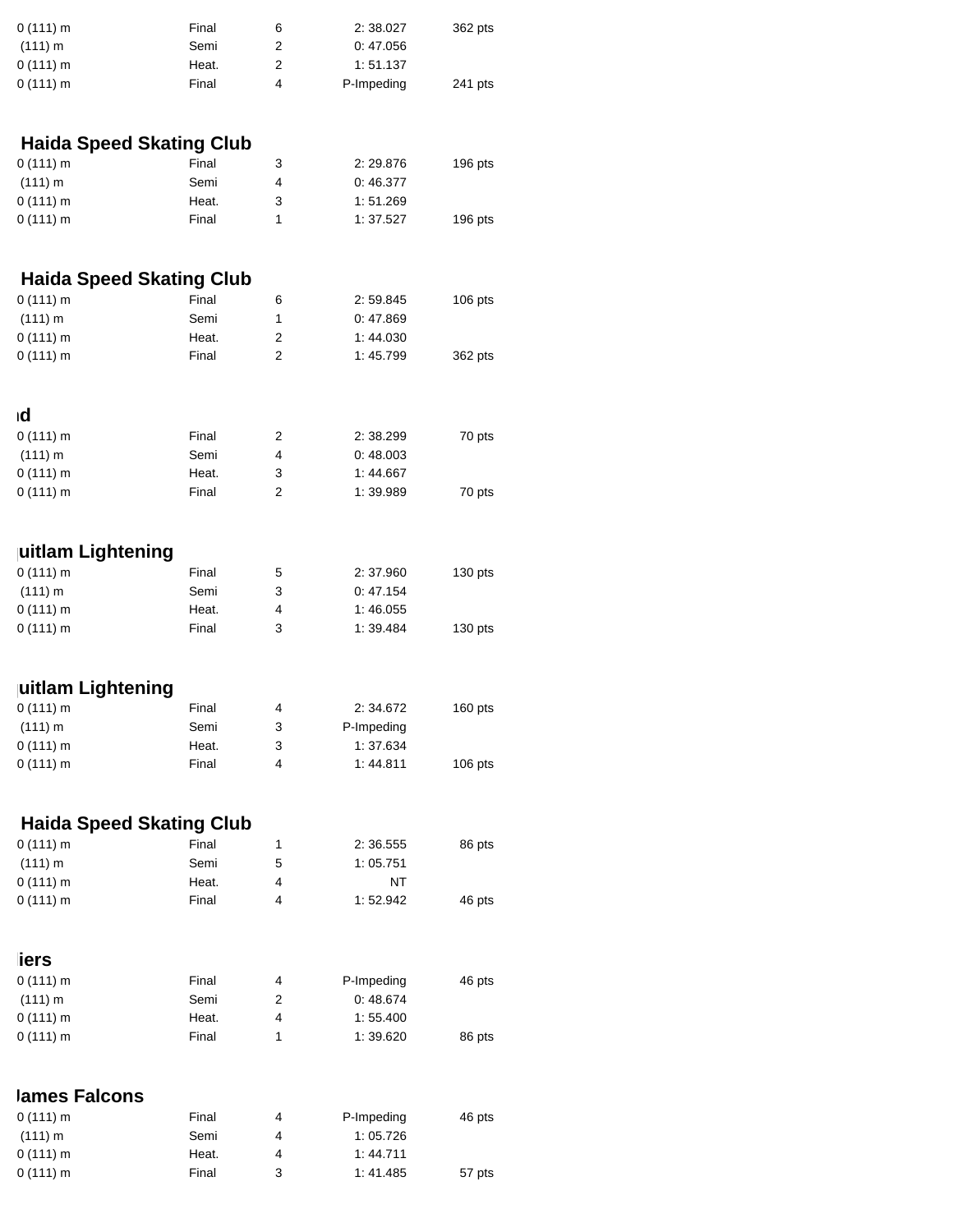| | | | | |
|---|---|---|---|---|
| 0 (111) m | Final | 6 | 2: 38.027 | 362 pts |
| (111) m | Semi | 2 | 0: 47.056 | |
| 0 (111) m | Heat. | 2 | 1: 51.137 | |
| 0 (111) m | Final | 4 | P-Impeding | 241 pts |

### Haida Speed Skating Club

| | | | | |
|---|---|---|---|---|
| 0 (111) m | Final | 3 | 2: 29.876 | 196 pts |
| (111) m | Semi | 4 | 0: 46.377 | |
| 0 (111) m | Heat. | 3 | 1: 51.269 | |
| 0 (111) m | Final | 1 | 1: 37.527 | 196 pts |

### Haida Speed Skating Club

| | | | | |
|---|---|---|---|---|
| 0 (111) m | Final | 6 | 2: 59.845 | 106 pts |
| (111) m | Semi | 1 | 0: 47.869 | |
| 0 (111) m | Heat. | 2 | 1: 44.030 | |
| 0 (111) m | Final | 2 | 1: 45.799 | 362 pts |

### ıd

| | | | | |
|---|---|---|---|---|
| 0 (111) m | Final | 2 | 2: 38.299 | 70 pts |
| (111) m | Semi | 4 | 0: 48.003 | |
| 0 (111) m | Heat. | 3 | 1: 44.667 | |
| 0 (111) m | Final | 2 | 1: 39.989 | 70 pts |

### uitlam Lightening

| | | | | |
|---|---|---|---|---|
| 0 (111) m | Final | 5 | 2: 37.960 | 130 pts |
| (111) m | Semi | 3 | 0: 47.154 | |
| 0 (111) m | Heat. | 4 | 1: 46.055 | |
| 0 (111) m | Final | 3 | 1: 39.484 | 130 pts |

### uitlam Lightening

| | | | | |
|---|---|---|---|---|
| 0 (111) m | Final | 4 | 2: 34.672 | 160 pts |
| (111) m | Semi | 3 | P-Impeding | |
| 0 (111) m | Heat. | 3 | 1: 37.634 | |
| 0 (111) m | Final | 4 | 1: 44.811 | 106 pts |

### Haida Speed Skating Club

| | | | | |
|---|---|---|---|---|
| 0 (111) m | Final | 1 | 2: 36.555 | 86 pts |
| (111) m | Semi | 5 | 1: 05.751 | |
| 0 (111) m | Heat. | 4 | NT | |
| 0 (111) m | Final | 4 | 1: 52.942 | 46 pts |

### iers

| | | | | |
|---|---|---|---|---|
| 0 (111) m | Final | 4 | P-Impeding | 46 pts |
| (111) m | Semi | 2 | 0: 48.674 | |
| 0 (111) m | Heat. | 4 | 1: 55.400 | |
| 0 (111) m | Final | 1 | 1: 39.620 | 86 pts |

### James Falcons

| | | | | |
|---|---|---|---|---|
| 0 (111) m | Final | 4 | P-Impeding | 46 pts |
| (111) m | Semi | 4 | 1: 05.726 | |
| 0 (111) m | Heat. | 4 | 1: 44.711 | |
| 0 (111) m | Final | 3 | 1: 41.485 | 57 pts |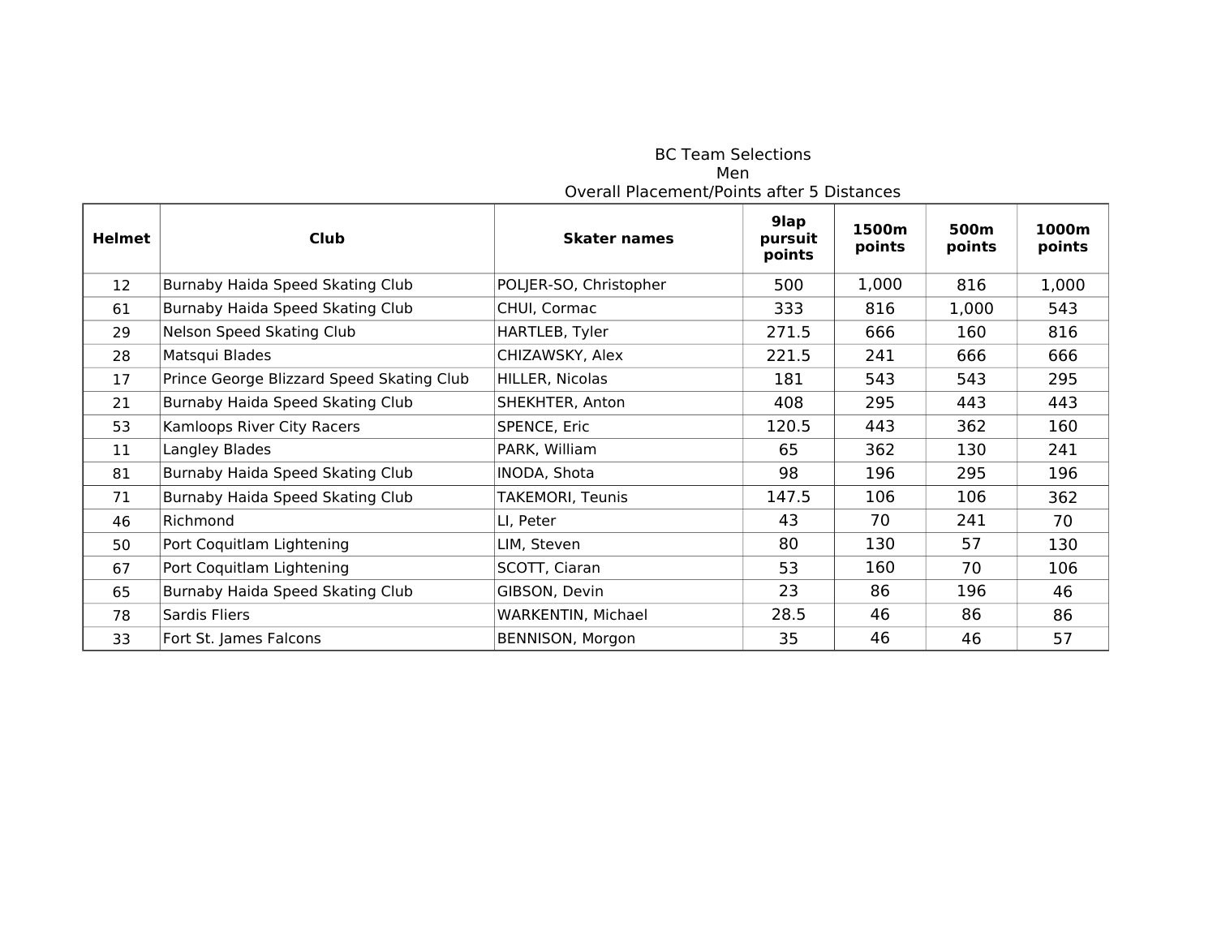BC Team Selections

Men

Overall Placement/Points after 5 Distances

| Helmet | Club | Skater names | 9lap pursuit points | 1500m points | 500m points | 1000m points |
|---|---|---|---|---|---|---|
| 12 | Burnaby Haida Speed Skating Club | POLJER-SO, Christopher | 500 | 1,000 | 816 | 1,000 |
| 61 | Burnaby Haida Speed Skating Club | CHUI, Cormac | 333 | 816 | 1,000 | 543 |
| 29 | Nelson Speed Skating Club | HARTLEB, Tyler | 271.5 | 666 | 160 | 816 |
| 28 | Matsqui Blades | CHIZAWSKY, Alex | 221.5 | 241 | 666 | 666 |
| 17 | Prince George Blizzard Speed Skating Club | HILLER, Nicolas | 181 | 543 | 543 | 295 |
| 21 | Burnaby Haida Speed Skating Club | SHEKHTER, Anton | 408 | 295 | 443 | 443 |
| 53 | Kamloops River City Racers | SPENCE, Eric | 120.5 | 443 | 362 | 160 |
| 11 | Langley Blades | PARK, William | 65 | 362 | 130 | 241 |
| 81 | Burnaby Haida Speed Skating Club | INODA, Shota | 98 | 196 | 295 | 196 |
| 71 | Burnaby Haida Speed Skating Club | TAKEMORI, Teunis | 147.5 | 106 | 106 | 362 |
| 46 | Richmond | LI, Peter | 43 | 70 | 241 | 70 |
| 50 | Port Coquitlam Lightening | LIM, Steven | 80 | 130 | 57 | 130 |
| 67 | Port Coquitlam Lightening | SCOTT, Ciaran | 53 | 160 | 70 | 106 |
| 65 | Burnaby Haida Speed Skating Club | GIBSON, Devin | 23 | 86 | 196 | 46 |
| 78 | Sardis Fliers | WARKENTIN, Michael | 28.5 | 46 | 86 | 86 |
| 33 | Fort St. James Falcons | BENNISON, Morgon | 35 | 46 | 46 | 57 |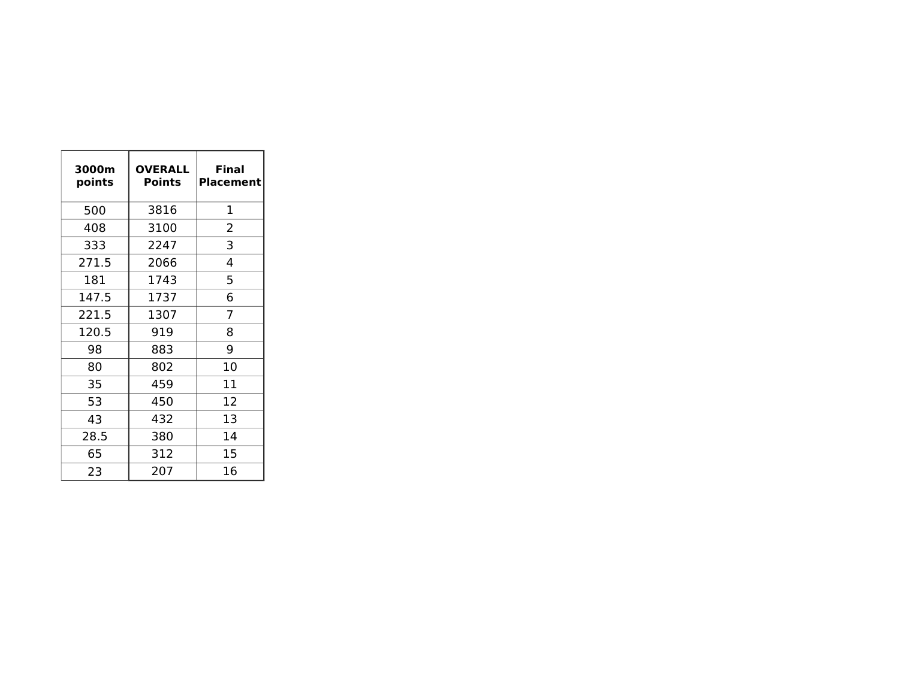| 3000m points | OVERALL Points | Final Placement |
|---|---|---|
| 500 | 3816 | 1 |
| 408 | 3100 | 2 |
| 333 | 2247 | 3 |
| 271.5 | 2066 | 4 |
| 181 | 1743 | 5 |
| 147.5 | 1737 | 6 |
| 221.5 | 1307 | 7 |
| 120.5 | 919 | 8 |
| 98 | 883 | 9 |
| 80 | 802 | 10 |
| 35 | 459 | 11 |
| 53 | 450 | 12 |
| 43 | 432 | 13 |
| 28.5 | 380 | 14 |
| 65 | 312 | 15 |
| 23 | 207 | 16 |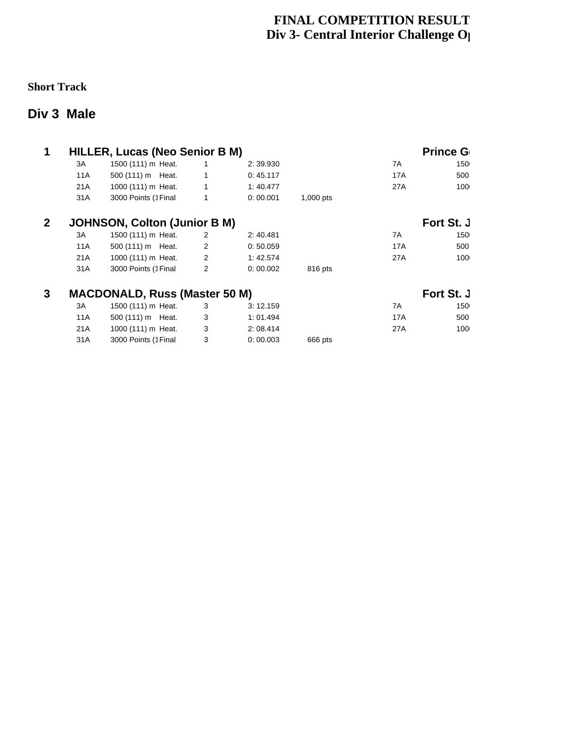# FINAL COMPETITION RESULT
## Div 3- Central Interior Challenge O

**Short Track**

## Div 3 Male

### 1 HILLER, Lucas (Neo Senior B M) — Prince G

| | | | | | | | |
|---|---|---|---|---|---|---|---|
| 3A | 1500 (111) m | Heat. | 1 | 2: 39.930 | | 7A | 150 |
| 11A | 500 (111) m | Heat. | 1 | 0: 45.117 | | 17A | 500 |
| 21A | 1000 (111) m | Heat. | 1 | 1: 40.477 | | 27A | 100 |
| 31A | 3000 Points (1 | Final | 1 | 0: 00.001 | 1,000 pts | | |

### 2 JOHNSON, Colton (Junior B M) — Fort St. J

| | | | | | | | |
|---|---|---|---|---|---|---|---|
| 3A | 1500 (111) m | Heat. | 2 | 2: 40.481 | | 7A | 150 |
| 11A | 500 (111) m | Heat. | 2 | 0: 50.059 | | 17A | 500 |
| 21A | 1000 (111) m | Heat. | 2 | 1: 42.574 | | 27A | 100 |
| 31A | 3000 Points (1 | Final | 2 | 0: 00.002 | 816 pts | | |

### 3 MACDONALD, Russ (Master 50 M) — Fort St. J

| | | | | | | | |
|---|---|---|---|---|---|---|---|
| 3A | 1500 (111) m | Heat. | 3 | 3: 12.159 | | 7A | 150 |
| 11A | 500 (111) m | Heat. | 3 | 1: 01.494 | | 17A | 500 |
| 21A | 1000 (111) m | Heat. | 3 | 2: 08.414 | | 27A | 100 |
| 31A | 3000 Points (1 | Final | 3 | 0: 00.003 | 666 pts | | |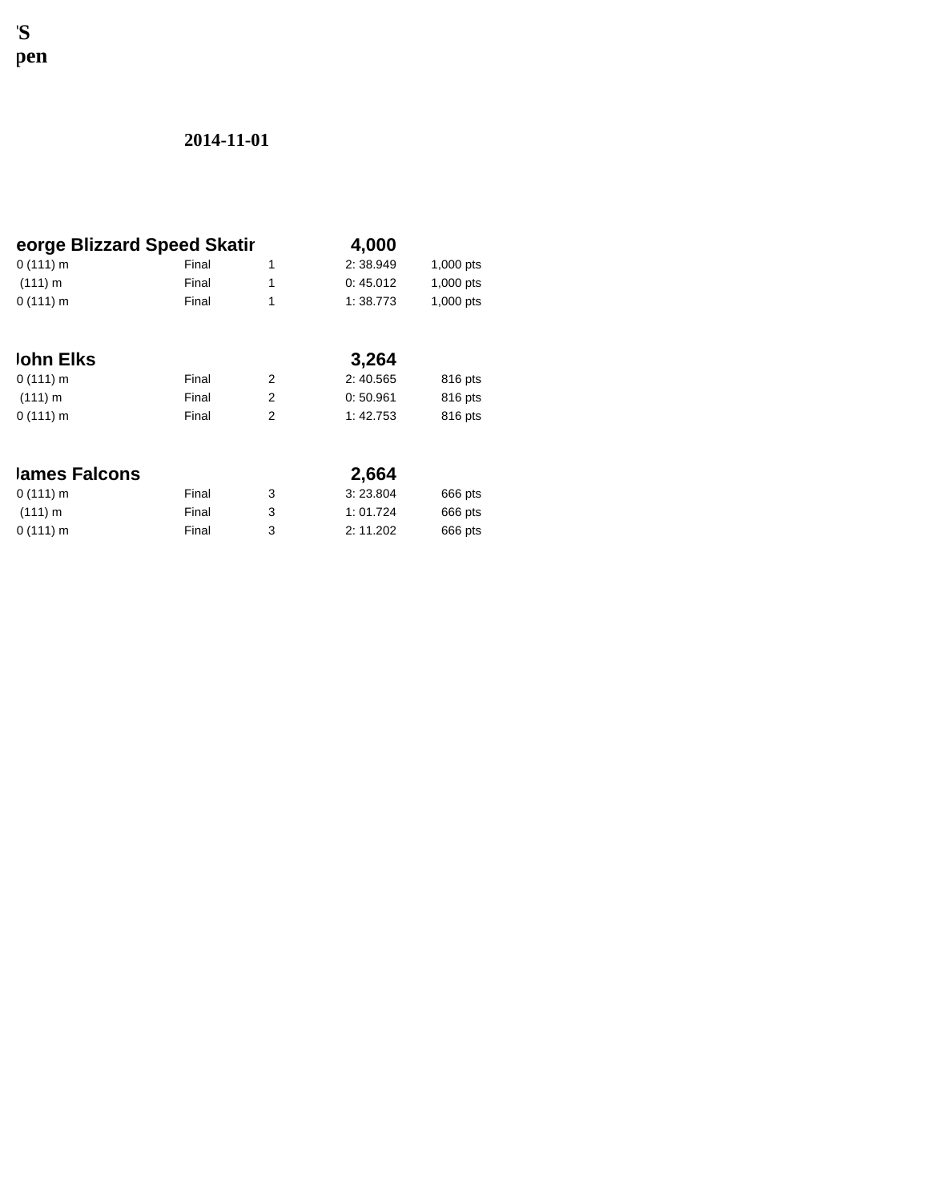'S
pen

2014-11-01

| eorge Blizzard Speed Skatir | | | 4,000 | |
|---|---|---|---|---|
| 0 (111) m | Final | 1 | 2: 38.949 | 1,000 pts |
| (111) m | Final | 1 | 0: 45.012 | 1,000 pts |
| 0 (111) m | Final | 1 | 1: 38.773 | 1,000 pts |

| John Elks | | | 3,264 | |
|---|---|---|---|---|
| 0 (111) m | Final | 2 | 2: 40.565 | 816 pts |
| (111) m | Final | 2 | 0: 50.961 | 816 pts |
| 0 (111) m | Final | 2 | 1: 42.753 | 816 pts |

| James Falcons | | | 2,664 | |
|---|---|---|---|---|
| 0 (111) m | Final | 3 | 3: 23.804 | 666 pts |
| (111) m | Final | 3 | 1: 01.724 | 666 pts |
| 0 (111) m | Final | 3 | 2: 11.202 | 666 pts |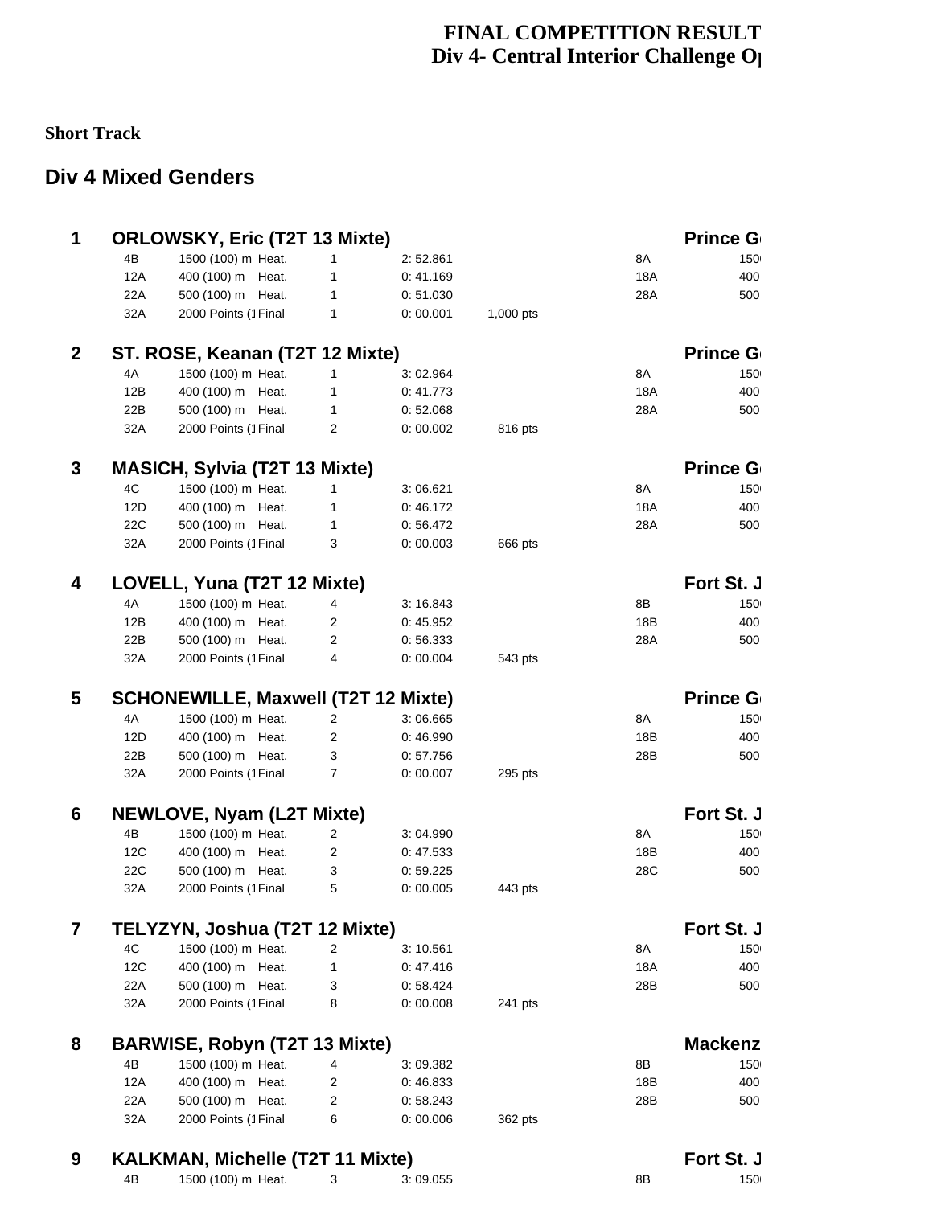# FINAL COMPETITION RESULT
## Div 4- Central Interior Challenge O

**Short Track**

## Div 4 Mixed Genders

**1 ORLOWSKY, Eric (T2T 13 Mixte)** — **Prince G**

| | | | | | | | |
|---|---|---|---|---|---|---|---|
| 4B | 1500 (100) m Heat. | 1 | 2: 52.861 | | | 8A | 150 |
| 12A | 400 (100) m Heat. | 1 | 0: 41.169 | | | 18A | 400 |
| 22A | 500 (100) m Heat. | 1 | 0: 51.030 | | | 28A | 500 |
| 32A | 2000 Points (1 Final | 1 | 0: 00.001 | 1,000 pts | | | |

**2 ST. ROSE, Keanan (T2T 12 Mixte)** — **Prince G**

| | | | | | | | |
|---|---|---|---|---|---|---|---|
| 4A | 1500 (100) m Heat. | 1 | 3: 02.964 | | | 8A | 150 |
| 12B | 400 (100) m Heat. | 1 | 0: 41.773 | | | 18A | 400 |
| 22B | 500 (100) m Heat. | 1 | 0: 52.068 | | | 28A | 500 |
| 32A | 2000 Points (1 Final | 2 | 0: 00.002 | 816 pts | | | |

**3 MASICH, Sylvia (T2T 13 Mixte)** — **Prince G**

| | | | | | | | |
|---|---|---|---|---|---|---|---|
| 4C | 1500 (100) m Heat. | 1 | 3: 06.621 | | | 8A | 150 |
| 12D | 400 (100) m Heat. | 1 | 0: 46.172 | | | 18A | 400 |
| 22C | 500 (100) m Heat. | 1 | 0: 56.472 | | | 28A | 500 |
| 32A | 2000 Points (1 Final | 3 | 0: 00.003 | 666 pts | | | |

**4 LOVELL, Yuna (T2T 12 Mixte)** — **Fort St. J**

| | | | | | | | |
|---|---|---|---|---|---|---|---|
| 4A | 1500 (100) m Heat. | 4 | 3: 16.843 | | | 8B | 150 |
| 12B | 400 (100) m Heat. | 2 | 0: 45.952 | | | 18B | 400 |
| 22B | 500 (100) m Heat. | 2 | 0: 56.333 | | | 28A | 500 |
| 32A | 2000 Points (1 Final | 4 | 0: 00.004 | 543 pts | | | |

**5 SCHONEWILLE, Maxwell (T2T 12 Mixte)** — **Prince G**

| | | | | | | | |
|---|---|---|---|---|---|---|---|
| 4A | 1500 (100) m Heat. | 2 | 3: 06.665 | | | 8A | 150 |
| 12D | 400 (100) m Heat. | 2 | 0: 46.990 | | | 18B | 400 |
| 22B | 500 (100) m Heat. | 3 | 0: 57.756 | | | 28B | 500 |
| 32A | 2000 Points (1 Final | 7 | 0: 00.007 | 295 pts | | | |

**6 NEWLOVE, Nyam (L2T Mixte)** — **Fort St. J**

| | | | | | | | |
|---|---|---|---|---|---|---|---|
| 4B | 1500 (100) m Heat. | 2 | 3: 04.990 | | | 8A | 150 |
| 12C | 400 (100) m Heat. | 2 | 0: 47.533 | | | 18B | 400 |
| 22C | 500 (100) m Heat. | 3 | 0: 59.225 | | | 28C | 500 |
| 32A | 2000 Points (1 Final | 5 | 0: 00.005 | 443 pts | | | |

**7 TELYZYN, Joshua (T2T 12 Mixte)** — **Fort St. J**

| | | | | | | | |
|---|---|---|---|---|---|---|---|
| 4C | 1500 (100) m Heat. | 2 | 3: 10.561 | | | 8A | 150 |
| 12C | 400 (100) m Heat. | 1 | 0: 47.416 | | | 18A | 400 |
| 22A | 500 (100) m Heat. | 3 | 0: 58.424 | | | 28B | 500 |
| 32A | 2000 Points (1 Final | 8 | 0: 00.008 | 241 pts | | | |

**8 BARWISE, Robyn (T2T 13 Mixte)** — **Mackenz**

| | | | | | | | |
|---|---|---|---|---|---|---|---|
| 4B | 1500 (100) m Heat. | 4 | 3: 09.382 | | | 8B | 150 |
| 12A | 400 (100) m Heat. | 2 | 0: 46.833 | | | 18B | 400 |
| 22A | 500 (100) m Heat. | 2 | 0: 58.243 | | | 28B | 500 |
| 32A | 2000 Points (1 Final | 6 | 0: 00.006 | 362 pts | | | |

**9 KALKMAN, Michelle (T2T 11 Mixte)** — **Fort St. J**

| | | | | | | | |
|---|---|---|---|---|---|---|---|
| 4B | 1500 (100) m Heat. | 3 | 3: 09.055 | | | 8B | 150 |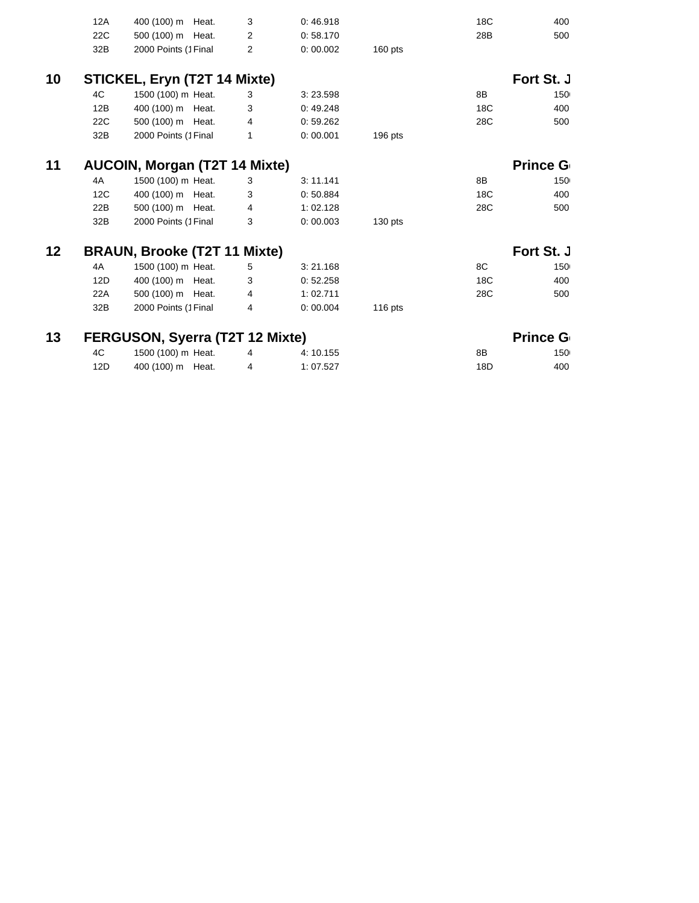| | | | | | | | |
|---|---|---|---|---|---|---|---|
| 12A | 400 (100) m | Heat. | 3 | 0: 46.918 | | 18C | 400 |
| 22C | 500 (100) m | Heat. | 2 | 0: 58.170 | | 28B | 500 |
| 32B | 2000 Points (1 | Final | 2 | 0: 00.002 | 160 pts | | |

## 10 STICKEL, Eryn (T2T 14 Mixte) — Fort St. J

| | | | | | | | |
|---|---|---|---|---|---|---|---|
| 4C | 1500 (100) m | Heat. | 3 | 3: 23.598 | | 8B | 150 |
| 12B | 400 (100) m | Heat. | 3 | 0: 49.248 | | 18C | 400 |
| 22C | 500 (100) m | Heat. | 4 | 0: 59.262 | | 28C | 500 |
| 32B | 2000 Points (1 | Final | 1 | 0: 00.001 | 196 pts | | |

## 11 AUCOIN, Morgan (T2T 14 Mixte) — Prince G

| | | | | | | | |
|---|---|---|---|---|---|---|---|
| 4A | 1500 (100) m | Heat. | 3 | 3: 11.141 | | 8B | 150 |
| 12C | 400 (100) m | Heat. | 3 | 0: 50.884 | | 18C | 400 |
| 22B | 500 (100) m | Heat. | 4 | 1: 02.128 | | 28C | 500 |
| 32B | 2000 Points (1 | Final | 3 | 0: 00.003 | 130 pts | | |

## 12 BRAUN, Brooke (T2T 11 Mixte) — Fort St. J

| | | | | | | | |
|---|---|---|---|---|---|---|---|
| 4A | 1500 (100) m | Heat. | 5 | 3: 21.168 | | 8C | 150 |
| 12D | 400 (100) m | Heat. | 3 | 0: 52.258 | | 18C | 400 |
| 22A | 500 (100) m | Heat. | 4 | 1: 02.711 | | 28C | 500 |
| 32B | 2000 Points (1 | Final | 4 | 0: 00.004 | 116 pts | | |

## 13 FERGUSON, Syerra (T2T 12 Mixte) — Prince G

| | | | | | | | |
|---|---|---|---|---|---|---|---|
| 4C | 1500 (100) m | Heat. | 4 | 4: 10.155 | | 8B | 150 |
| 12D | 400 (100) m | Heat. | 4 | 1: 07.527 | | 18D | 400 |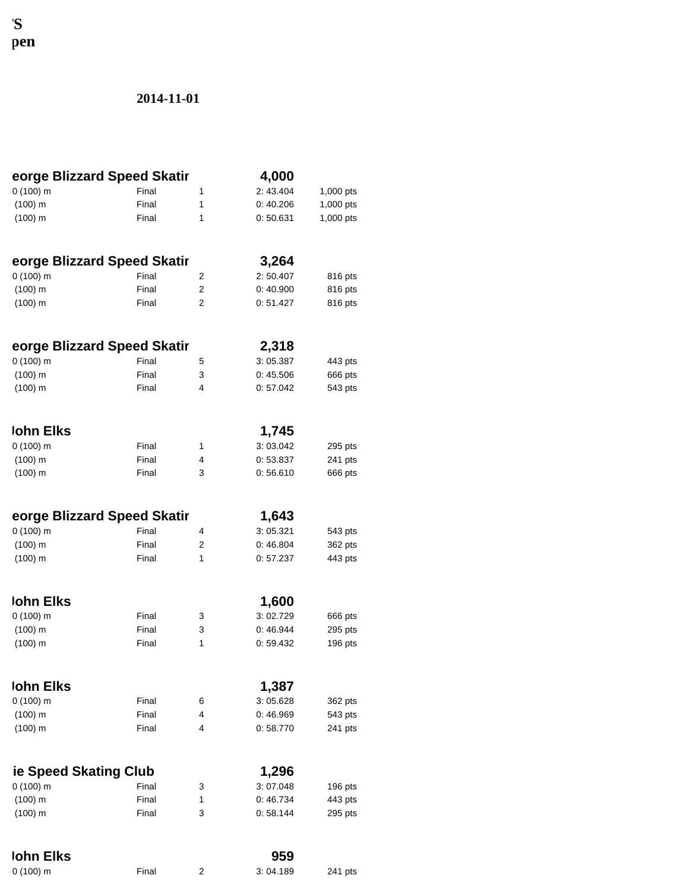'S
pen

**2014-11-01**

| | | | | |
|---|---|---|---|---|
| **eorge Blizzard Speed Skatir** | | | **4,000** | |
| 0 (100) m | Final | 1 | 2: 43.404 | 1,000 pts |
| (100) m | Final | 1 | 0: 40.206 | 1,000 pts |
| (100) m | Final | 1 | 0: 50.631 | 1,000 pts |
| **eorge Blizzard Speed Skatir** | | | **3,264** | |
| 0 (100) m | Final | 2 | 2: 50.407 | 816 pts |
| (100) m | Final | 2 | 0: 40.900 | 816 pts |
| (100) m | Final | 2 | 0: 51.427 | 816 pts |
| **eorge Blizzard Speed Skatir** | | | **2,318** | |
| 0 (100) m | Final | 5 | 3: 05.387 | 443 pts |
| (100) m | Final | 3 | 0: 45.506 | 666 pts |
| (100) m | Final | 4 | 0: 57.042 | 543 pts |
| **John Elks** | | | **1,745** | |
| 0 (100) m | Final | 1 | 3: 03.042 | 295 pts |
| (100) m | Final | 4 | 0: 53.837 | 241 pts |
| (100) m | Final | 3 | 0: 56.610 | 666 pts |
| **eorge Blizzard Speed Skatir** | | | **1,643** | |
| 0 (100) m | Final | 4 | 3: 05.321 | 543 pts |
| (100) m | Final | 2 | 0: 46.804 | 362 pts |
| (100) m | Final | 1 | 0: 57.237 | 443 pts |
| **John Elks** | | | **1,600** | |
| 0 (100) m | Final | 3 | 3: 02.729 | 666 pts |
| (100) m | Final | 3 | 0: 46.944 | 295 pts |
| (100) m | Final | 1 | 0: 59.432 | 196 pts |
| **John Elks** | | | **1,387** | |
| 0 (100) m | Final | 6 | 3: 05.628 | 362 pts |
| (100) m | Final | 4 | 0: 46.969 | 543 pts |
| (100) m | Final | 4 | 0: 58.770 | 241 pts |
| **ie Speed Skating Club** | | | **1,296** | |
| 0 (100) m | Final | 3 | 3: 07.048 | 196 pts |
| (100) m | Final | 1 | 0: 46.734 | 443 pts |
| (100) m | Final | 3 | 0: 58.144 | 295 pts |
| **John Elks** | | | **959** | |
| 0 (100) m | Final | 2 | 3: 04.189 | 241 pts |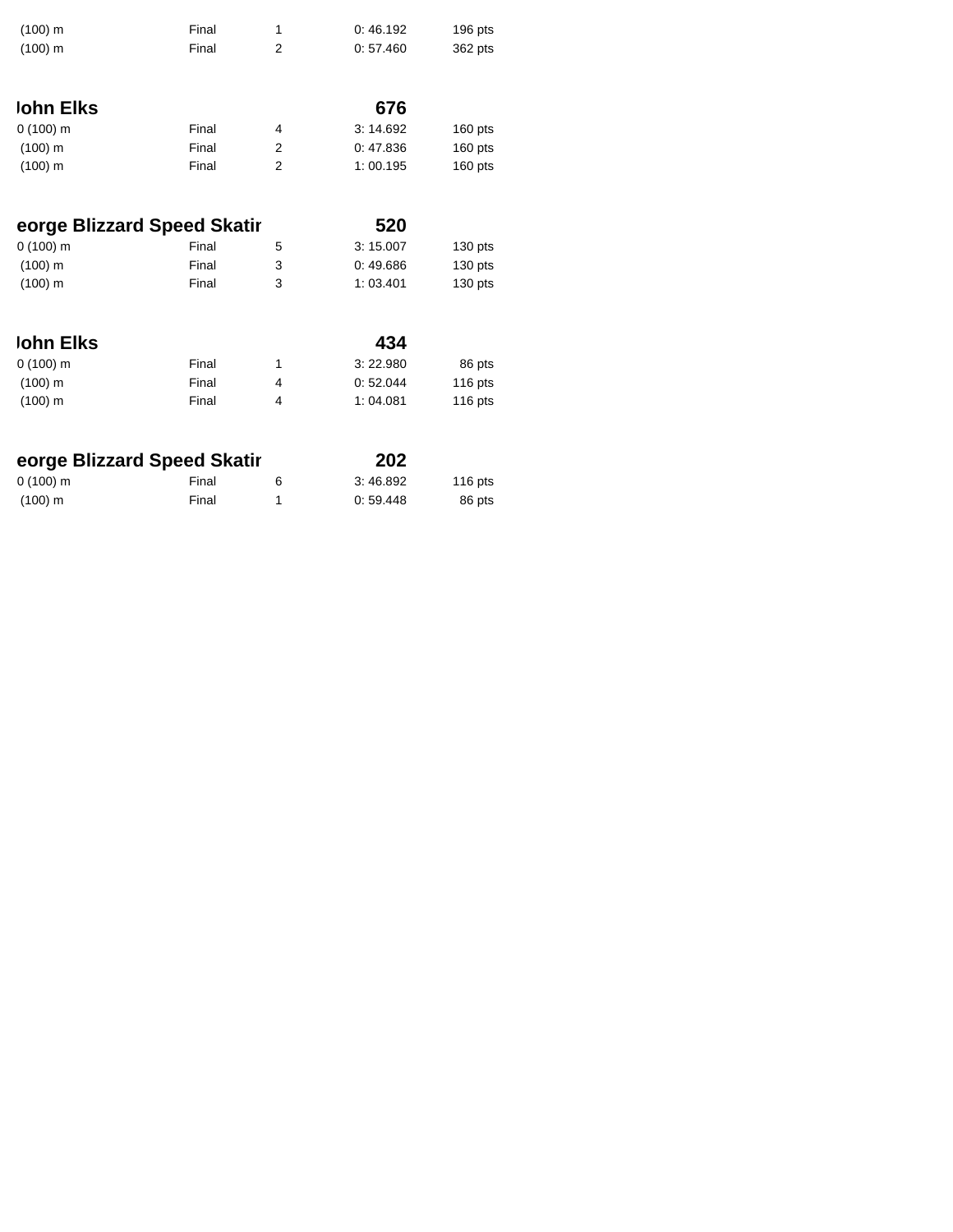| | | | | |
|---|---|---|---|---|
| (100) m | Final | 1 | 0: 46.192 | 196 pts |
| (100) m | Final | 2 | 0: 57.460 | 362 pts |

**lohn Elks** **676**

| | | | | |
|---|---|---|---|---|
| 0 (100) m | Final | 4 | 3: 14.692 | 160 pts |
| (100) m | Final | 2 | 0: 47.836 | 160 pts |
| (100) m | Final | 2 | 1: 00.195 | 160 pts |

**eorge Blizzard Speed Skatir** **520**

| | | | | |
|---|---|---|---|---|
| 0 (100) m | Final | 5 | 3: 15.007 | 130 pts |
| (100) m | Final | 3 | 0: 49.686 | 130 pts |
| (100) m | Final | 3 | 1: 03.401 | 130 pts |

**lohn Elks** **434**

| | | | | |
|---|---|---|---|---|
| 0 (100) m | Final | 1 | 3: 22.980 | 86 pts |
| (100) m | Final | 4 | 0: 52.044 | 116 pts |
| (100) m | Final | 4 | 1: 04.081 | 116 pts |

**eorge Blizzard Speed Skatir** **202**

| | | | | |
|---|---|---|---|---|
| 0 (100) m | Final | 6 | 3: 46.892 | 116 pts |
| (100) m | Final | 1 | 0: 59.448 | 86 pts |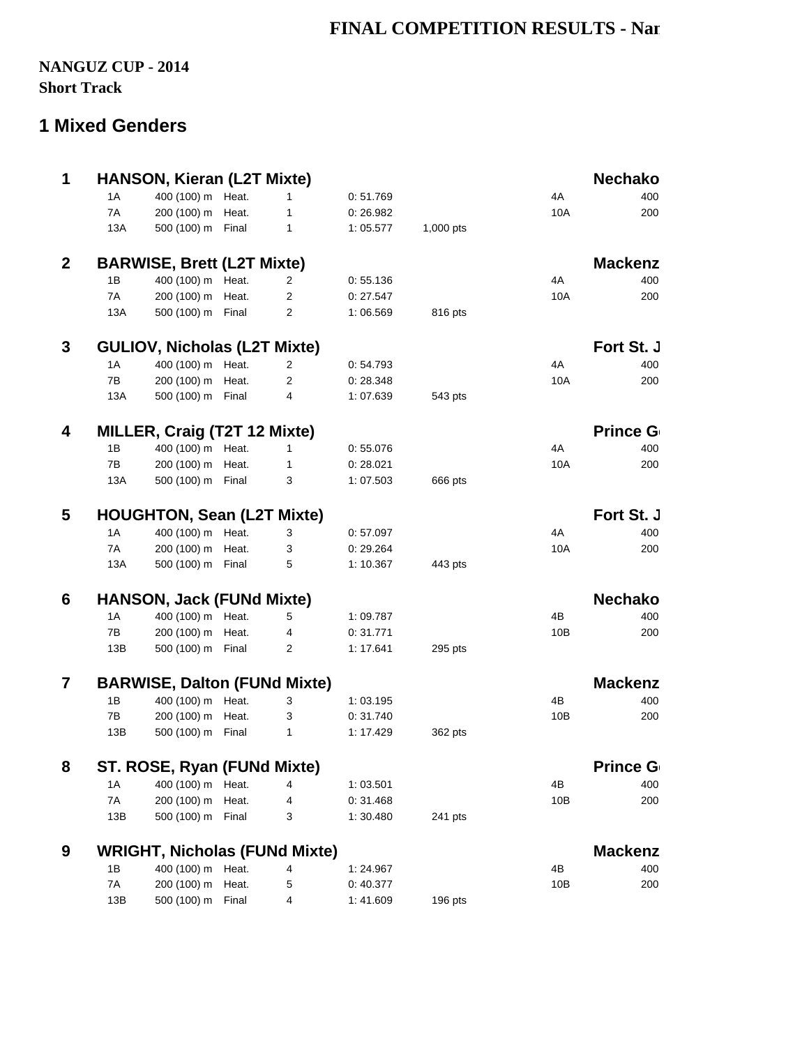# FINAL COMPETITION RESULTS - Nar

**NANGUZ CUP - 2014**
**Short Track**

## 1 Mixed Genders

### 1 HANSON, Kieran (L2T Mixte) — Nechako

| | | | | | | | |
|---|---|---|---|---|---|---|---|
| 1A | 400 (100) m | Heat. | 1 | 0: 51.769 | | 4A | 400 |
| 7A | 200 (100) m | Heat. | 1 | 0: 26.982 | | 10A | 200 |
| 13A | 500 (100) m | Final | 1 | 1: 05.577 | 1,000 pts | | |

### 2 BARWISE, Brett (L2T Mixte) — Mackenz

| | | | | | | | |
|---|---|---|---|---|---|---|---|
| 1B | 400 (100) m | Heat. | 2 | 0: 55.136 | | 4A | 400 |
| 7A | 200 (100) m | Heat. | 2 | 0: 27.547 | | 10A | 200 |
| 13A | 500 (100) m | Final | 2 | 1: 06.569 | 816 pts | | |

### 3 GULIOV, Nicholas (L2T Mixte) — Fort St. J

| | | | | | | | |
|---|---|---|---|---|---|---|---|
| 1A | 400 (100) m | Heat. | 2 | 0: 54.793 | | 4A | 400 |
| 7B | 200 (100) m | Heat. | 2 | 0: 28.348 | | 10A | 200 |
| 13A | 500 (100) m | Final | 4 | 1: 07.639 | 543 pts | | |

### 4 MILLER, Craig (T2T 12 Mixte) — Prince G

| | | | | | | | |
|---|---|---|---|---|---|---|---|
| 1B | 400 (100) m | Heat. | 1 | 0: 55.076 | | 4A | 400 |
| 7B | 200 (100) m | Heat. | 1 | 0: 28.021 | | 10A | 200 |
| 13A | 500 (100) m | Final | 3 | 1: 07.503 | 666 pts | | |

### 5 HOUGHTON, Sean (L2T Mixte) — Fort St. J

| | | | | | | | |
|---|---|---|---|---|---|---|---|
| 1A | 400 (100) m | Heat. | 3 | 0: 57.097 | | 4A | 400 |
| 7A | 200 (100) m | Heat. | 3 | 0: 29.264 | | 10A | 200 |
| 13A | 500 (100) m | Final | 5 | 1: 10.367 | 443 pts | | |

### 6 HANSON, Jack (FUNd Mixte) — Nechako

| | | | | | | | |
|---|---|---|---|---|---|---|---|
| 1A | 400 (100) m | Heat. | 5 | 1: 09.787 | | 4B | 400 |
| 7B | 200 (100) m | Heat. | 4 | 0: 31.771 | | 10B | 200 |
| 13B | 500 (100) m | Final | 2 | 1: 17.641 | 295 pts | | |

### 7 BARWISE, Dalton (FUNd Mixte) — Mackenz

| | | | | | | | |
|---|---|---|---|---|---|---|---|
| 1B | 400 (100) m | Heat. | 3 | 1: 03.195 | | 4B | 400 |
| 7B | 200 (100) m | Heat. | 3 | 0: 31.740 | | 10B | 200 |
| 13B | 500 (100) m | Final | 1 | 1: 17.429 | 362 pts | | |

### 8 ST. ROSE, Ryan (FUNd Mixte) — Prince G

| | | | | | | | |
|---|---|---|---|---|---|---|---|
| 1A | 400 (100) m | Heat. | 4 | 1: 03.501 | | 4B | 400 |
| 7A | 200 (100) m | Heat. | 4 | 0: 31.468 | | 10B | 200 |
| 13B | 500 (100) m | Final | 3 | 1: 30.480 | 241 pts | | |

### 9 WRIGHT, Nicholas (FUNd Mixte) — Mackenz

| | | | | | | | |
|---|---|---|---|---|---|---|---|
| 1B | 400 (100) m | Heat. | 4 | 1: 24.967 | | 4B | 400 |
| 7A | 200 (100) m | Heat. | 5 | 0: 40.377 | | 10B | 200 |
| 13B | 500 (100) m | Final | 4 | 1: 41.609 | 196 pts | | |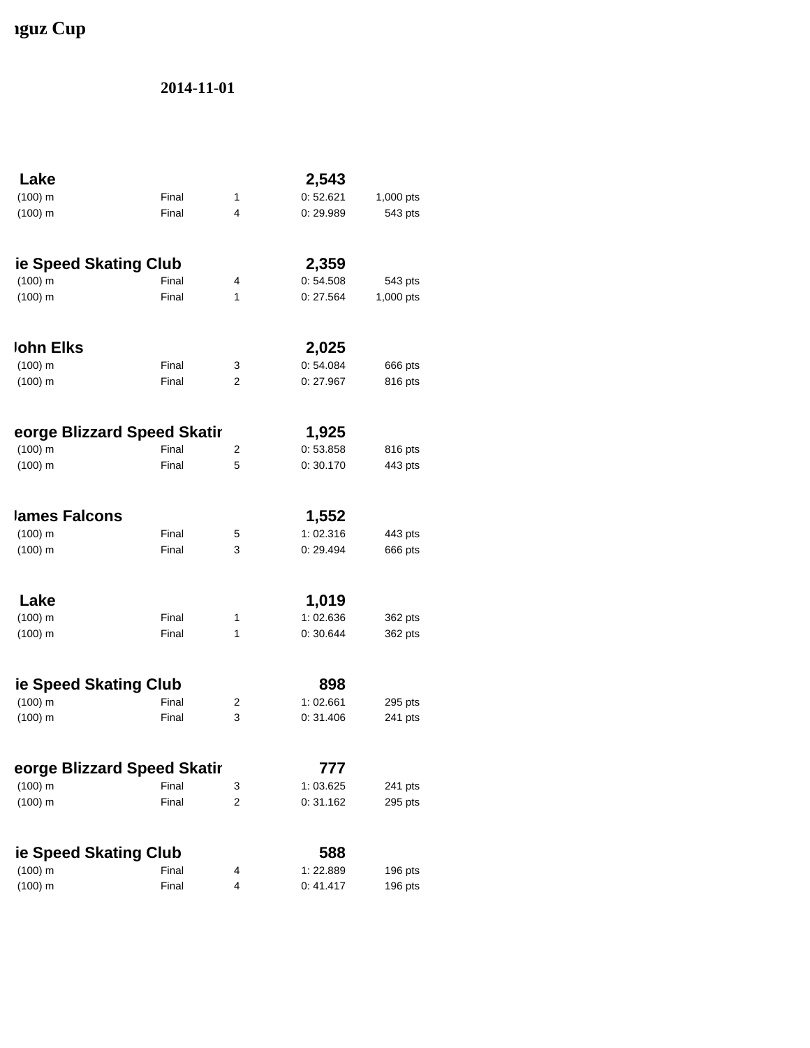# ıguz Cup

**2014-11-01**

| | | | | |
|---|---|---|---|---|
| **Lake** | | | **2,543** | |
| (100) m | Final | 1 | 0: 52.621 | 1,000 pts |
| (100) m | Final | 4 | 0: 29.989 | 543 pts |
| **ie Speed Skating Club** | | | **2,359** | |
| (100) m | Final | 4 | 0: 54.508 | 543 pts |
| (100) m | Final | 1 | 0: 27.564 | 1,000 pts |
| **John Elks** | | | **2,025** | |
| (100) m | Final | 3 | 0: 54.084 | 666 pts |
| (100) m | Final | 2 | 0: 27.967 | 816 pts |
| **eorge Blizzard Speed Skatir** | | | **1,925** | |
| (100) m | Final | 2 | 0: 53.858 | 816 pts |
| (100) m | Final | 5 | 0: 30.170 | 443 pts |
| **James Falcons** | | | **1,552** | |
| (100) m | Final | 5 | 1: 02.316 | 443 pts |
| (100) m | Final | 3 | 0: 29.494 | 666 pts |
| **Lake** | | | **1,019** | |
| (100) m | Final | 1 | 1: 02.636 | 362 pts |
| (100) m | Final | 1 | 0: 30.644 | 362 pts |
| **ie Speed Skating Club** | | | **898** | |
| (100) m | Final | 2 | 1: 02.661 | 295 pts |
| (100) m | Final | 3 | 0: 31.406 | 241 pts |
| **eorge Blizzard Speed Skatir** | | | **777** | |
| (100) m | Final | 3 | 1: 03.625 | 241 pts |
| (100) m | Final | 2 | 0: 31.162 | 295 pts |
| **ie Speed Skating Club** | | | **588** | |
| (100) m | Final | 4 | 1: 22.889 | 196 pts |
| (100) m | Final | 4 | 0: 41.417 | 196 pts |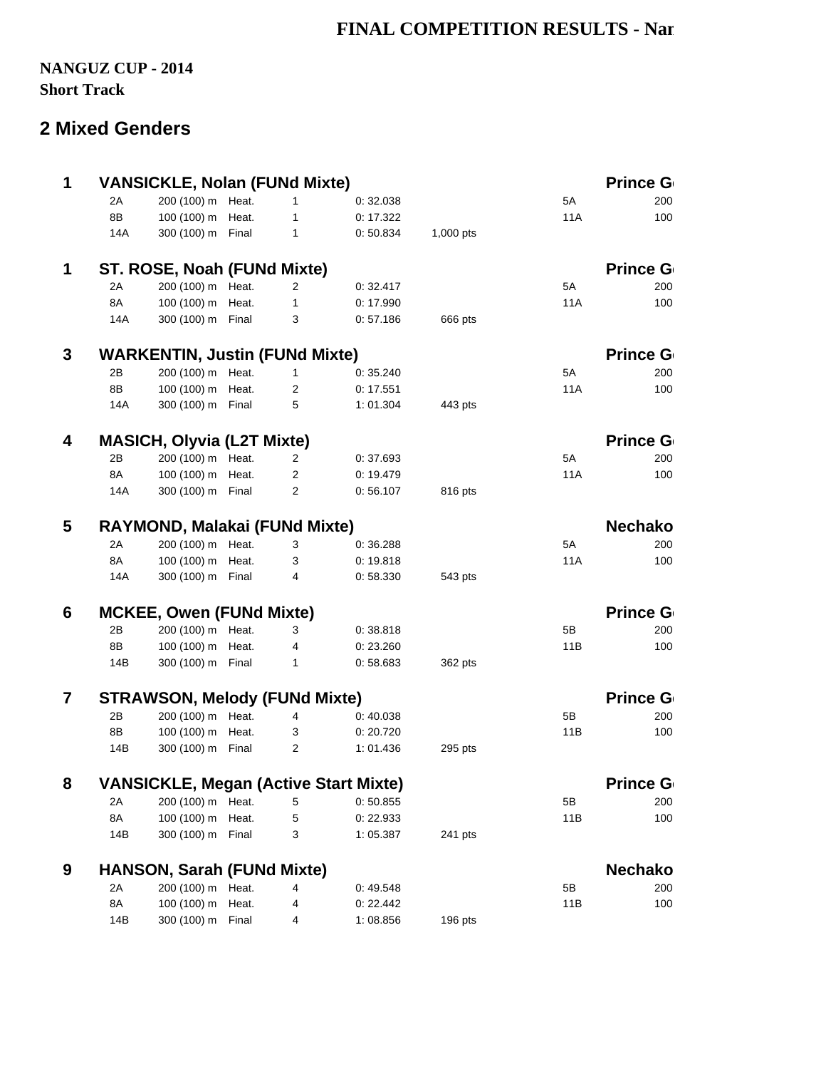**FINAL COMPETITION RESULTS - Nan**

**NANGUZ CUP - 2014**
**Short Track**

## 2 Mixed Genders

**1 VANSICKLE, Nolan (FUNd Mixte)** — **Prince G**

| | | | | | | | |
|---|---|---|---|---|---|---|---|
| 2A | 200 (100) m | Heat. | 1 | 0: 32.038 | | 5A | 200 |
| 8B | 100 (100) m | Heat. | 1 | 0: 17.322 | | 11A | 100 |
| 14A | 300 (100) m | Final | 1 | 0: 50.834 | 1,000 pts | | |

**1 ST. ROSE, Noah (FUNd Mixte)** — **Prince G**

| | | | | | | | |
|---|---|---|---|---|---|---|---|
| 2A | 200 (100) m | Heat. | 2 | 0: 32.417 | | 5A | 200 |
| 8A | 100 (100) m | Heat. | 1 | 0: 17.990 | | 11A | 100 |
| 14A | 300 (100) m | Final | 3 | 0: 57.186 | 666 pts | | |

**3 WARKENTIN, Justin (FUNd Mixte)** — **Prince G**

| | | | | | | | |
|---|---|---|---|---|---|---|---|
| 2B | 200 (100) m | Heat. | 1 | 0: 35.240 | | 5A | 200 |
| 8B | 100 (100) m | Heat. | 2 | 0: 17.551 | | 11A | 100 |
| 14A | 300 (100) m | Final | 5 | 1: 01.304 | 443 pts | | |

**4 MASICH, Olyvia (L2T Mixte)** — **Prince G**

| | | | | | | | |
|---|---|---|---|---|---|---|---|
| 2B | 200 (100) m | Heat. | 2 | 0: 37.693 | | 5A | 200 |
| 8A | 100 (100) m | Heat. | 2 | 0: 19.479 | | 11A | 100 |
| 14A | 300 (100) m | Final | 2 | 0: 56.107 | 816 pts | | |

**5 RAYMOND, Malakai (FUNd Mixte)** — **Nechako**

| | | | | | | | |
|---|---|---|---|---|---|---|---|
| 2A | 200 (100) m | Heat. | 3 | 0: 36.288 | | 5A | 200 |
| 8A | 100 (100) m | Heat. | 3 | 0: 19.818 | | 11A | 100 |
| 14A | 300 (100) m | Final | 4 | 0: 58.330 | 543 pts | | |

**6 MCKEE, Owen (FUNd Mixte)** — **Prince G**

| | | | | | | | |
|---|---|---|---|---|---|---|---|
| 2B | 200 (100) m | Heat. | 3 | 0: 38.818 | | 5B | 200 |
| 8B | 100 (100) m | Heat. | 4 | 0: 23.260 | | 11B | 100 |
| 14B | 300 (100) m | Final | 1 | 0: 58.683 | 362 pts | | |

**7 STRAWSON, Melody (FUNd Mixte)** — **Prince G**

| | | | | | | | |
|---|---|---|---|---|---|---|---|
| 2B | 200 (100) m | Heat. | 4 | 0: 40.038 | | 5B | 200 |
| 8B | 100 (100) m | Heat. | 3 | 0: 20.720 | | 11B | 100 |
| 14B | 300 (100) m | Final | 2 | 1: 01.436 | 295 pts | | |

**8 VANSICKLE, Megan (Active Start Mixte)** — **Prince G**

| | | | | | | | |
|---|---|---|---|---|---|---|---|
| 2A | 200 (100) m | Heat. | 5 | 0: 50.855 | | 5B | 200 |
| 8A | 100 (100) m | Heat. | 5 | 0: 22.933 | | 11B | 100 |
| 14B | 300 (100) m | Final | 3 | 1: 05.387 | 241 pts | | |

**9 HANSON, Sarah (FUNd Mixte)** — **Nechako**

| | | | | | | | |
|---|---|---|---|---|---|---|---|
| 2A | 200 (100) m | Heat. | 4 | 0: 49.548 | | 5B | 200 |
| 8A | 100 (100) m | Heat. | 4 | 0: 22.442 | | 11B | 100 |
| 14B | 300 (100) m | Final | 4 | 1: 08.856 | 196 pts | | |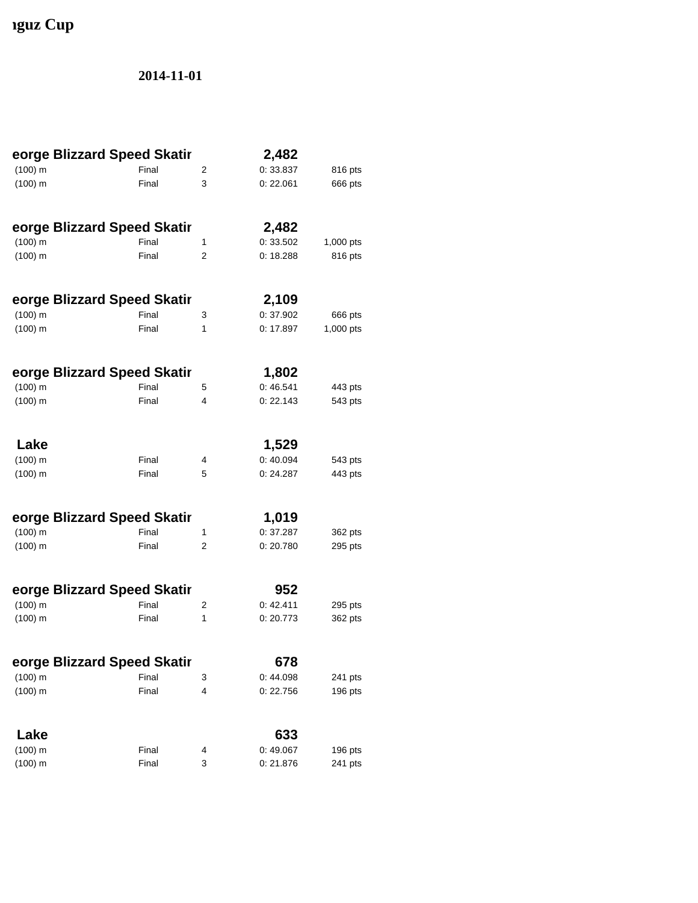# ıguz Cup

**2014-11-01**

**eorge Blizzard Speed Skatir** **2,482**

| | | | | |
|---|---|---|---|---|
| (100) m | Final | 2 | 0: 33.837 | 816 pts |
| (100) m | Final | 3 | 0: 22.061 | 666 pts |

**eorge Blizzard Speed Skatir** **2,482**

| | | | | |
|---|---|---|---|---|
| (100) m | Final | 1 | 0: 33.502 | 1,000 pts |
| (100) m | Final | 2 | 0: 18.288 | 816 pts |

**eorge Blizzard Speed Skatir** **2,109**

| | | | | |
|---|---|---|---|---|
| (100) m | Final | 3 | 0: 37.902 | 666 pts |
| (100) m | Final | 1 | 0: 17.897 | 1,000 pts |

**eorge Blizzard Speed Skatir** **1,802**

| | | | | |
|---|---|---|---|---|
| (100) m | Final | 5 | 0: 46.541 | 443 pts |
| (100) m | Final | 4 | 0: 22.143 | 543 pts |

**Lake** **1,529**

| | | | | |
|---|---|---|---|---|
| (100) m | Final | 4 | 0: 40.094 | 543 pts |
| (100) m | Final | 5 | 0: 24.287 | 443 pts |

**eorge Blizzard Speed Skatir** **1,019**

| | | | | |
|---|---|---|---|---|
| (100) m | Final | 1 | 0: 37.287 | 362 pts |
| (100) m | Final | 2 | 0: 20.780 | 295 pts |

**eorge Blizzard Speed Skatir** **952**

| | | | | |
|---|---|---|---|---|
| (100) m | Final | 2 | 0: 42.411 | 295 pts |
| (100) m | Final | 1 | 0: 20.773 | 362 pts |

**eorge Blizzard Speed Skatir** **678**

| | | | | |
|---|---|---|---|---|
| (100) m | Final | 3 | 0: 44.098 | 241 pts |
| (100) m | Final | 4 | 0: 22.756 | 196 pts |

**Lake** **633**

| | | | | |
|---|---|---|---|---|
| (100) m | Final | 4 | 0: 49.067 | 196 pts |
| (100) m | Final | 3 | 0: 21.876 | 241 pts |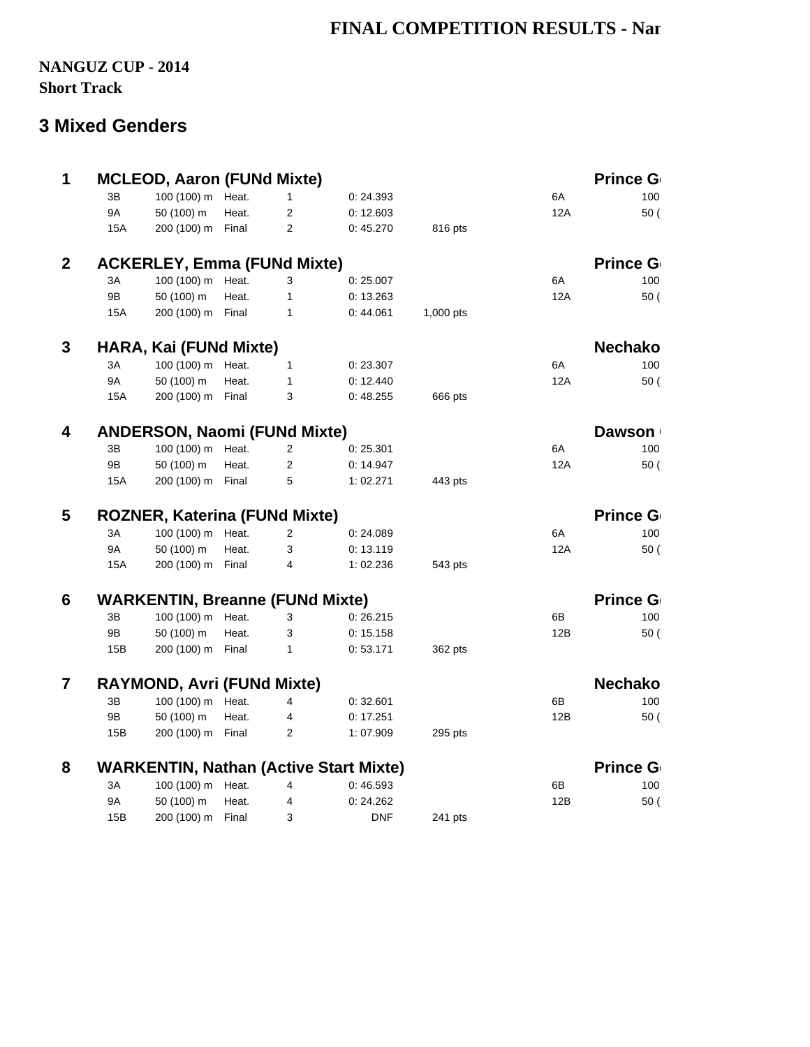**FINAL COMPETITION RESULTS - Nan**

**NANGUZ CUP - 2014**
**Short Track**

## 3 Mixed Genders

| Rank | Name / Race | Distance | Round | Pos. | Time | Points | Race | Club / Distance |
|---|---|---|---|---|---|---|---|---|
| **1** | **MCLEOD, Aaron (FUNd Mixte)** | | | | | | | **Prince G** |
| | 3B | 100 (100) m | Heat. | 1 | 0: 24.393 | | 6A | 100 |
| | 9A | 50 (100) m | Heat. | 2 | 0: 12.603 | | 12A | 50 ( |
| | 15A | 200 (100) m | Final | 2 | 0: 45.270 | 816 pts | | |
| **2** | **ACKERLEY, Emma (FUNd Mixte)** | | | | | | | **Prince G** |
| | 3A | 100 (100) m | Heat. | 3 | 0: 25.007 | | 6A | 100 |
| | 9B | 50 (100) m | Heat. | 1 | 0: 13.263 | | 12A | 50 ( |
| | 15A | 200 (100) m | Final | 1 | 0: 44.061 | 1,000 pts | | |
| **3** | **HARA, Kai (FUNd Mixte)** | | | | | | | **Nechako** |
| | 3A | 100 (100) m | Heat. | 1 | 0: 23.307 | | 6A | 100 |
| | 9A | 50 (100) m | Heat. | 1 | 0: 12.440 | | 12A | 50 ( |
| | 15A | 200 (100) m | Final | 3 | 0: 48.255 | 666 pts | | |
| **4** | **ANDERSON, Naomi (FUNd Mixte)** | | | | | | | **Dawson** |
| | 3B | 100 (100) m | Heat. | 2 | 0: 25.301 | | 6A | 100 |
| | 9B | 50 (100) m | Heat. | 2 | 0: 14.947 | | 12A | 50 ( |
| | 15A | 200 (100) m | Final | 5 | 1: 02.271 | 443 pts | | |
| **5** | **ROZNER, Katerina (FUNd Mixte)** | | | | | | | **Prince G** |
| | 3A | 100 (100) m | Heat. | 2 | 0: 24.089 | | 6A | 100 |
| | 9A | 50 (100) m | Heat. | 3 | 0: 13.119 | | 12A | 50 ( |
| | 15A | 200 (100) m | Final | 4 | 1: 02.236 | 543 pts | | |
| **6** | **WARKENTIN, Breanne (FUNd Mixte)** | | | | | | | **Prince G** |
| | 3B | 100 (100) m | Heat. | 3 | 0: 26.215 | | 6B | 100 |
| | 9B | 50 (100) m | Heat. | 3 | 0: 15.158 | | 12B | 50 ( |
| | 15B | 200 (100) m | Final | 1 | 0: 53.171 | 362 pts | | |
| **7** | **RAYMOND, Avri (FUNd Mixte)** | | | | | | | **Nechako** |
| | 3B | 100 (100) m | Heat. | 4 | 0: 32.601 | | 6B | 100 |
| | 9B | 50 (100) m | Heat. | 4 | 0: 17.251 | | 12B | 50 ( |
| | 15B | 200 (100) m | Final | 2 | 1: 07.909 | 295 pts | | |
| **8** | **WARKENTIN, Nathan (Active Start Mixte)** | | | | | | | **Prince G** |
| | 3A | 100 (100) m | Heat. | 4 | 0: 46.593 | | 6B | 100 |
| | 9A | 50 (100) m | Heat. | 4 | 0: 24.262 | | 12B | 50 ( |
| | 15B | 200 (100) m | Final | 3 | DNF | 241 pts | | |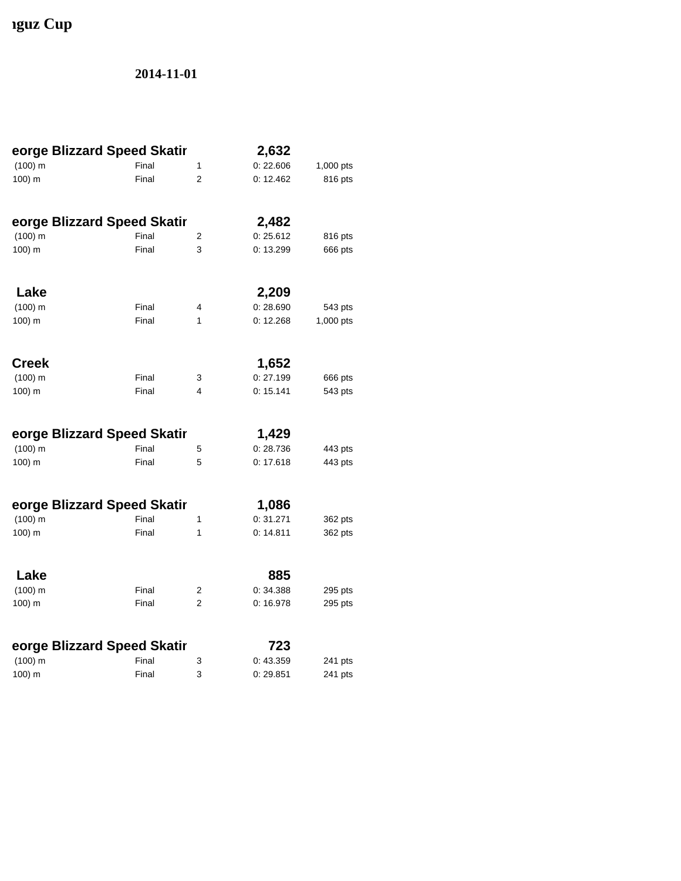# ıguz Cup

**2014-11-01**

| | | | | |
|---|---|---|---|---|
| **eorge Blizzard Speed Skatir** | | | **2,632** | |
| (100) m | Final | 1 | 0: 22.606 | 1,000 pts |
| 100) m | Final | 2 | 0: 12.462 | 816 pts |
| **eorge Blizzard Speed Skatir** | | | **2,482** | |
| (100) m | Final | 2 | 0: 25.612 | 816 pts |
| 100) m | Final | 3 | 0: 13.299 | 666 pts |
| **Lake** | | | **2,209** | |
| (100) m | Final | 4 | 0: 28.690 | 543 pts |
| 100) m | Final | 1 | 0: 12.268 | 1,000 pts |
| **Creek** | | | **1,652** | |
| (100) m | Final | 3 | 0: 27.199 | 666 pts |
| 100) m | Final | 4 | 0: 15.141 | 543 pts |
| **eorge Blizzard Speed Skatir** | | | **1,429** | |
| (100) m | Final | 5 | 0: 28.736 | 443 pts |
| 100) m | Final | 5 | 0: 17.618 | 443 pts |
| **eorge Blizzard Speed Skatir** | | | **1,086** | |
| (100) m | Final | 1 | 0: 31.271 | 362 pts |
| 100) m | Final | 1 | 0: 14.811 | 362 pts |
| **Lake** | | | **885** | |
| (100) m | Final | 2 | 0: 34.388 | 295 pts |
| 100) m | Final | 2 | 0: 16.978 | 295 pts |
| **eorge Blizzard Speed Skatir** | | | **723** | |
| (100) m | Final | 3 | 0: 43.359 | 241 pts |
| 100) m | Final | 3 | 0: 29.851 | 241 pts |